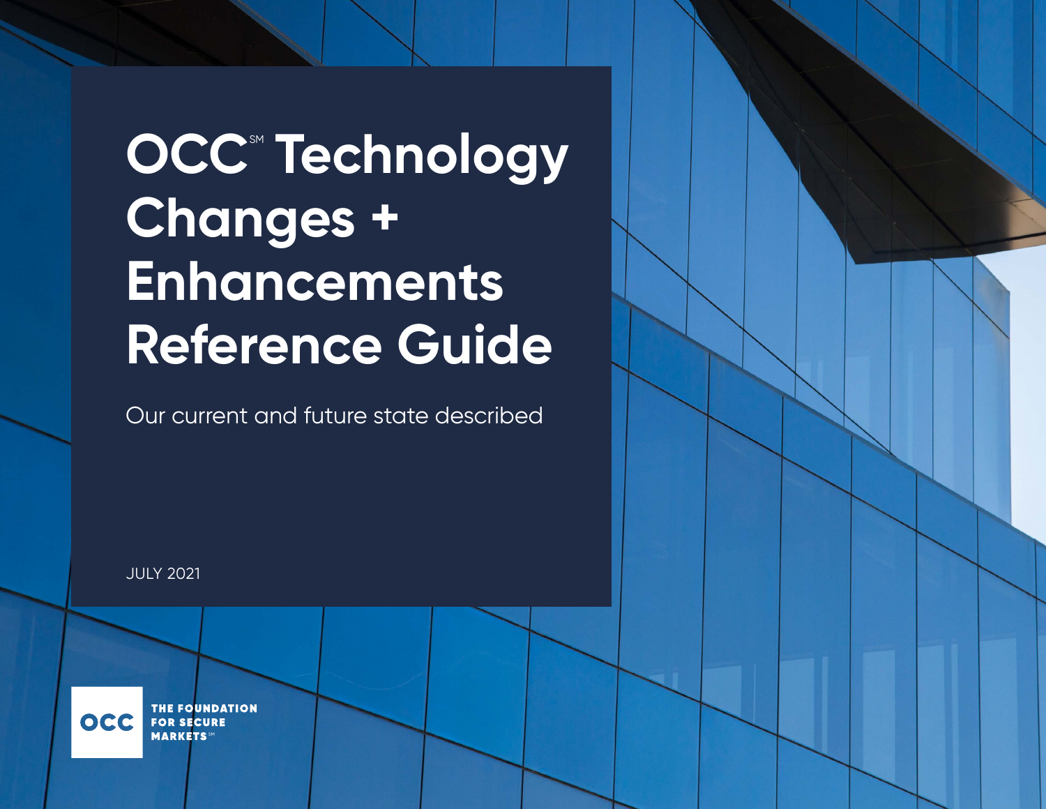# OCC℠ Technology Changes + Enhancements Reference Guide

Our current and future state described

JULY 2021

OCC THE FOUNDATION FOR SECURE MARKETS℠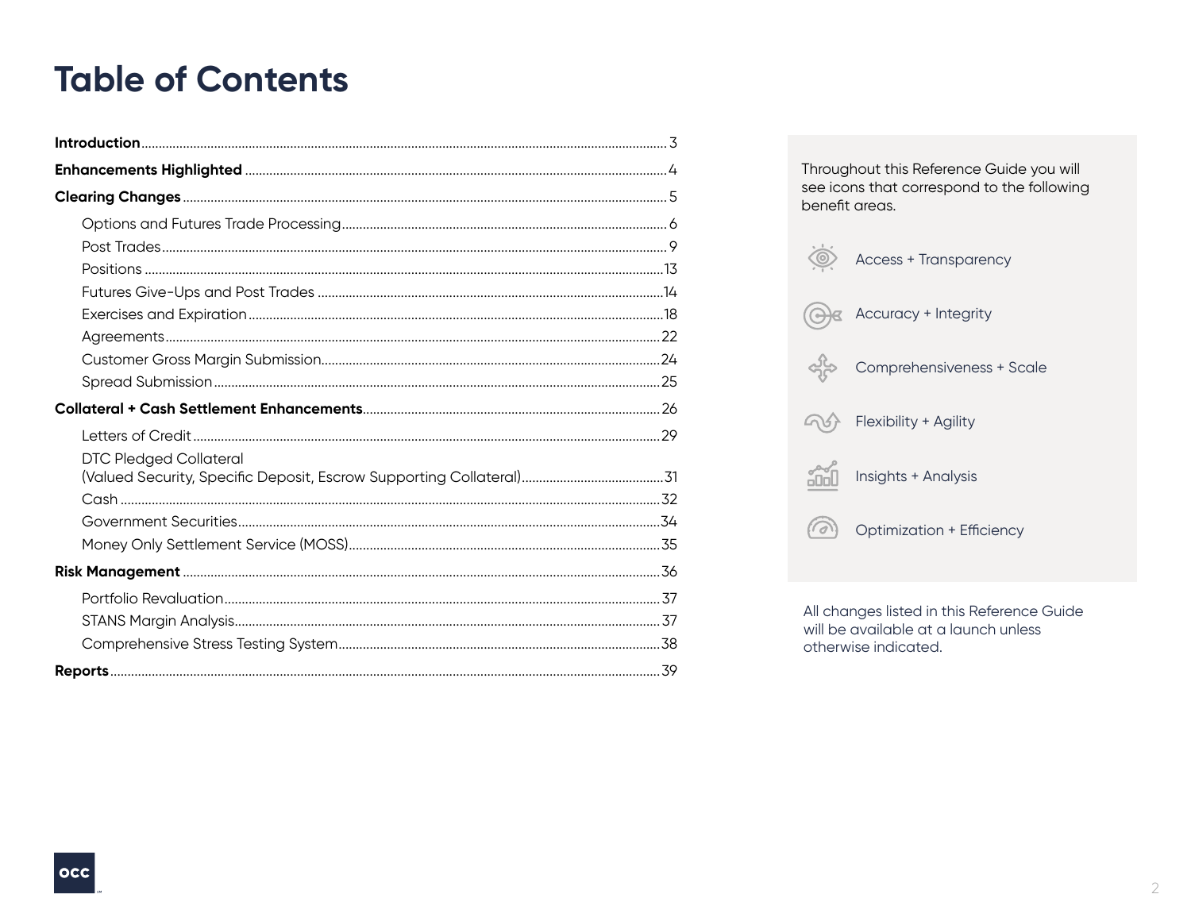# Table of Contents

**Introduction** .......... 3

**Enhancements Highlighted** .......... 4

**Clearing Changes** .......... 5

- Options and Futures Trade Processing .......... 6
- Post Trades .......... 9
- Positions .......... 13
- Futures Give-Ups and Post Trades .......... 14
- Exercises and Expiration .......... 18
- Agreements .......... 22
- Customer Gross Margin Submission .......... 24
- Spread Submission .......... 25

**Collateral + Cash Settlement Enhancements** .......... 26

- Letters of Credit .......... 29
- DTC Pledged Collateral (Valued Security, Specific Deposit, Escrow Supporting Collateral) .......... 31
- Cash .......... 32
- Government Securities .......... 34
- Money Only Settlement Service (MOSS) .......... 35

**Risk Management** .......... 36

- Portfolio Revaluation .......... 37
- STANS Margin Analysis .......... 37
- Comprehensive Stress Testing System .......... 38

**Reports** .......... 39

Throughout this Reference Guide you will see icons that correspond to the following benefit areas.

- Access + Transparency
- Accuracy + Integrity
- Comprehensiveness + Scale
- Flexibility + Agility
- Insights + Analysis
- Optimization + Efficiency

All changes listed in this Reference Guide will be available at a launch unless otherwise indicated.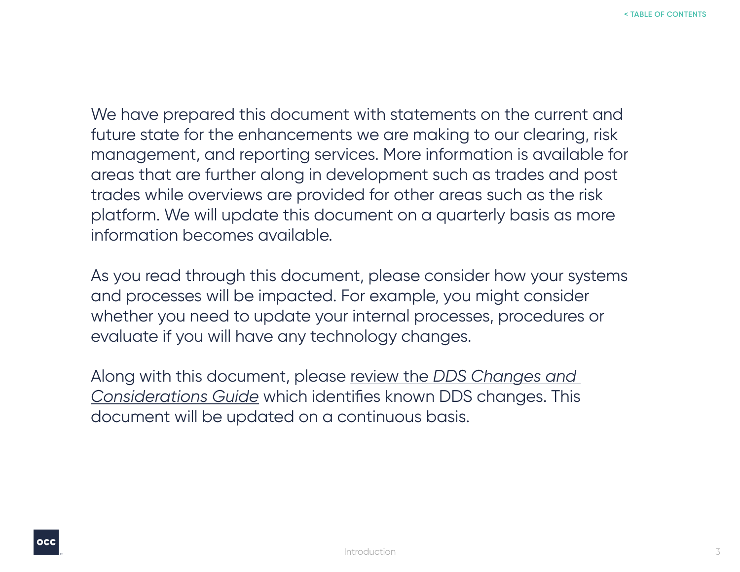We have prepared this document with statements on the current and future state for the enhancements we are making to our clearing, risk management, and reporting services. More information is available for areas that are further along in development such as trades and post trades while overviews are provided for other areas such as the risk platform. We will update this document on a quarterly basis as more information becomes available.

As you read through this document, please consider how your systems and processes will be impacted. For example, you might consider whether you need to update your internal processes, procedures or evaluate if you will have any technology changes.

Along with this document, please review the *DDS Changes and Considerations Guide* which identifies known DDS changes. This document will be updated on a continuous basis.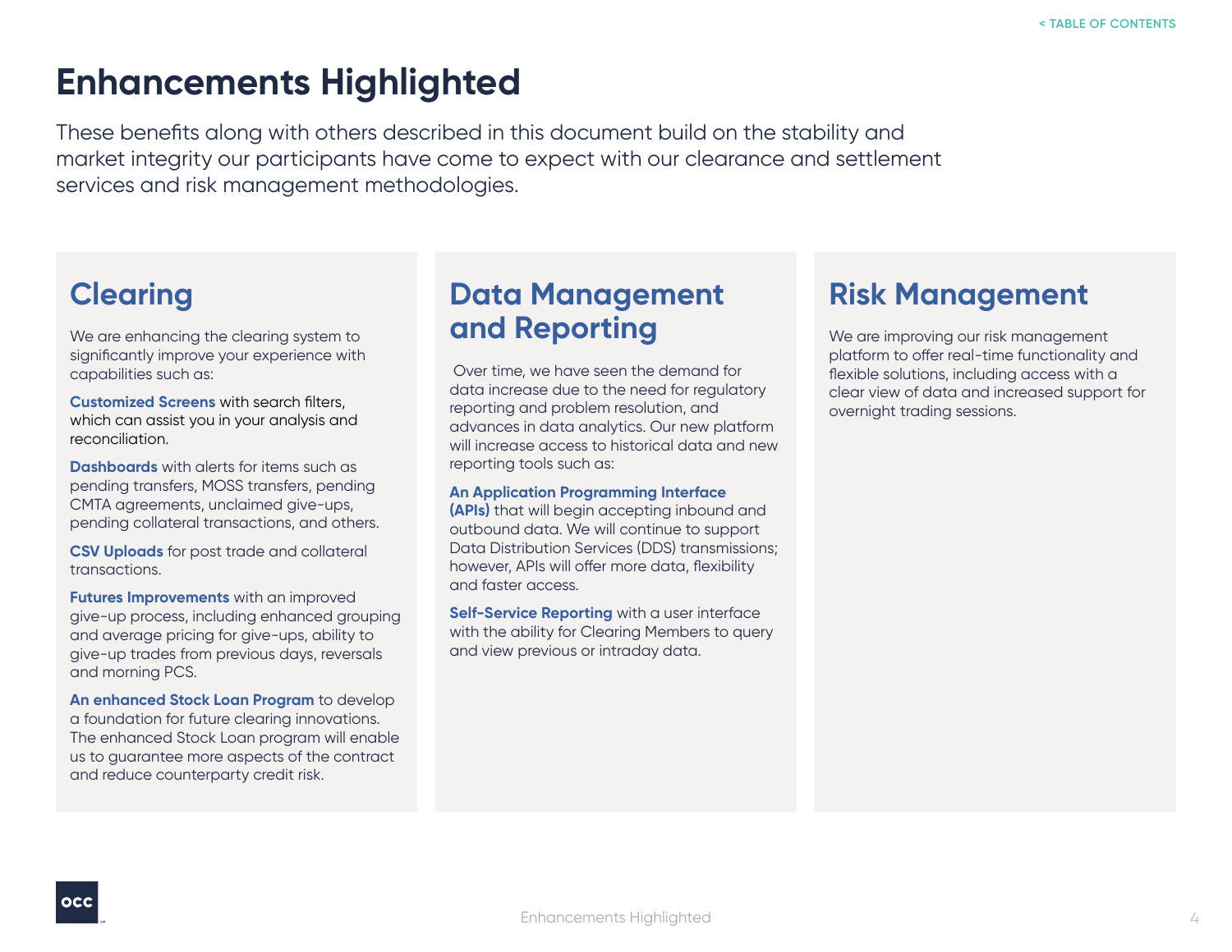# Enhancements Highlighted

These benefits along with others described in this document build on the stability and market integrity our participants have come to expect with our clearance and settlement services and risk management methodologies.

## Clearing

We are enhancing the clearing system to significantly improve your experience with capabilities such as:

**Customized Screens** with search filters, which can assist you in your analysis and reconciliation.

**Dashboards** with alerts for items such as pending transfers, MOSS transfers, pending CMTA agreements, unclaimed give-ups, pending collateral transactions, and others.

**CSV Uploads** for post trade and collateral transactions.

**Futures Improvements** with an improved give-up process, including enhanced grouping and average pricing for give-ups, ability to give-up trades from previous days, reversals and morning PCS.

**An enhanced Stock Loan Program** to develop a foundation for future clearing innovations. The enhanced Stock Loan program will enable us to guarantee more aspects of the contract and reduce counterparty credit risk.

## Data Management and Reporting

Over time, we have seen the demand for data increase due to the need for regulatory reporting and problem resolution, and advances in data analytics. Our new platform will increase access to historical data and new reporting tools such as:

**An Application Programming Interface (APIs)** that will begin accepting inbound and outbound data. We will continue to support Data Distribution Services (DDS) transmissions; however, APIs will offer more data, flexibility and faster access.

**Self-Service Reporting** with a user interface with the ability for Clearing Members to query and view previous or intraday data.

## Risk Management

We are improving our risk management platform to offer real-time functionality and flexible solutions, including access with a clear view of data and increased support for overnight trading sessions.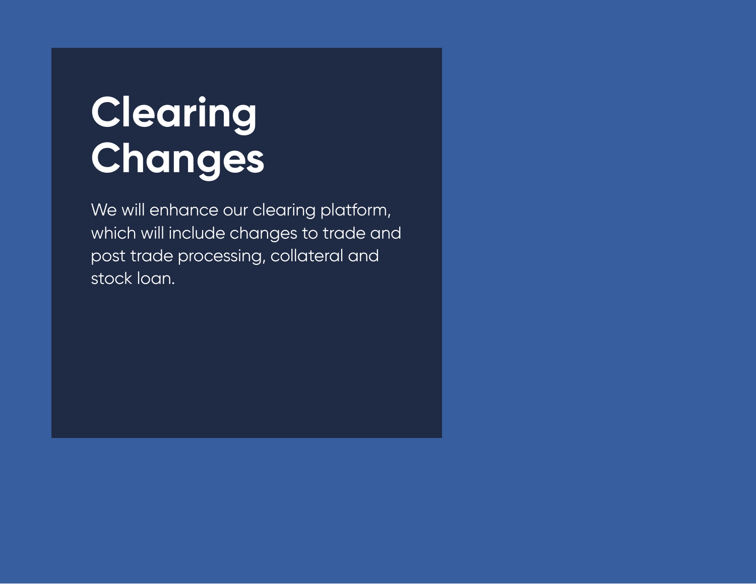# Clearing Changes

We will enhance our clearing platform, which will include changes to trade and post trade processing, collateral and stock loan.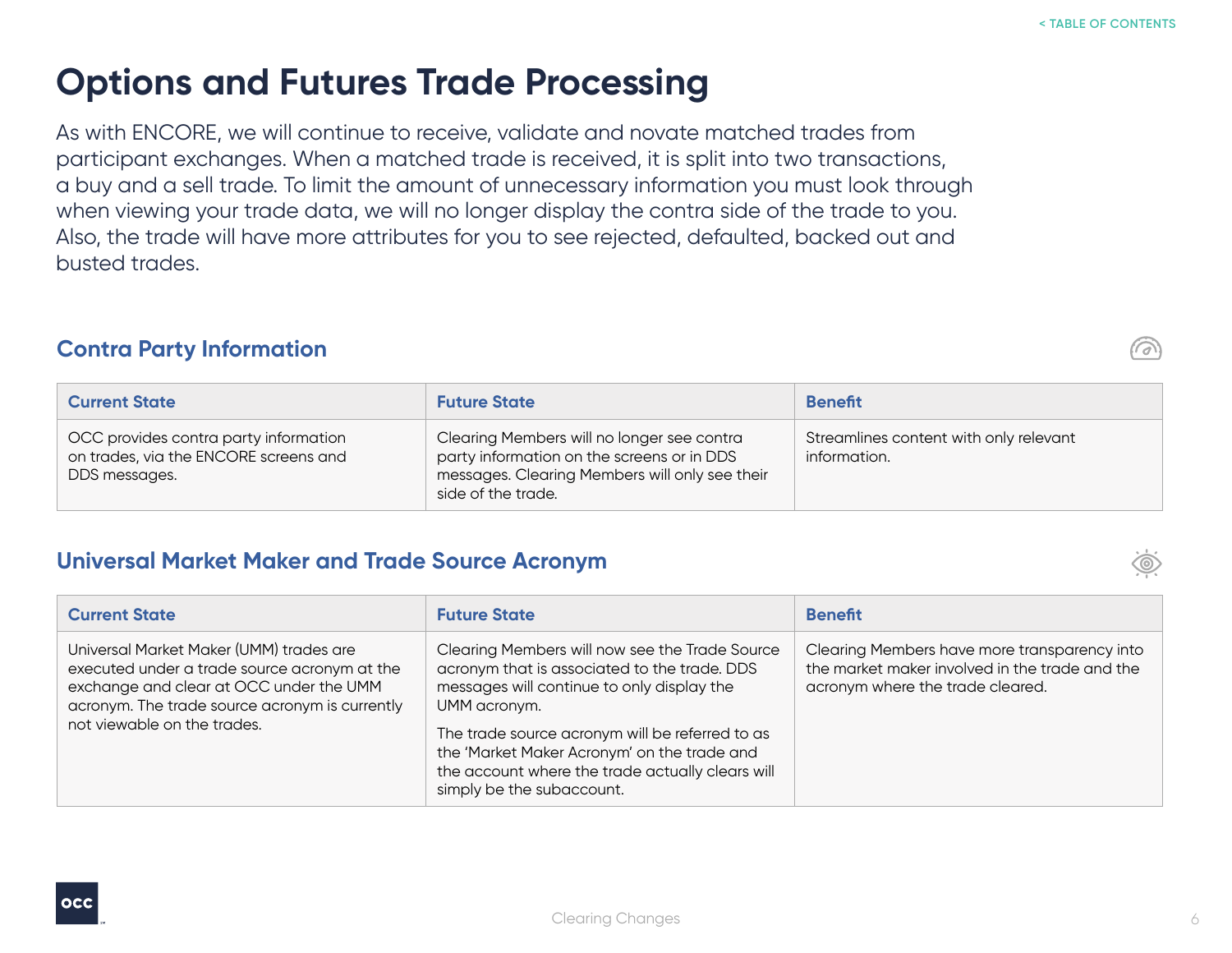# Options and Futures Trade Processing

As with ENCORE, we will continue to receive, validate and novate matched trades from participant exchanges. When a matched trade is received, it is split into two transactions, a buy and a sell trade. To limit the amount of unnecessary information you must look through when viewing your trade data, we will no longer display the contra side of the trade to you. Also, the trade will have more attributes for you to see rejected, defaulted, backed out and busted trades.

## Contra Party Information

| Current State | Future State | Benefit |
|---|---|---|
| OCC provides contra party information on trades, via the ENCORE screens and DDS messages. | Clearing Members will no longer see contra party information on the screens or in DDS messages. Clearing Members will only see their side of the trade. | Streamlines content with only relevant information. |

## Universal Market Maker and Trade Source Acronym

| Current State | Future State | Benefit |
|---|---|---|
| Universal Market Maker (UMM) trades are executed under a trade source acronym at the exchange and clear at OCC under the UMM acronym. The trade source acronym is currently not viewable on the trades. | Clearing Members will now see the Trade Source acronym that is associated to the trade. DDS messages will continue to only display the UMM acronym.<br><br>The trade source acronym will be referred to as the 'Market Maker Acronym' on the trade and the account where the trade actually clears will simply be the subaccount. | Clearing Members have more transparency into the market maker involved in the trade and the acronym where the trade cleared. |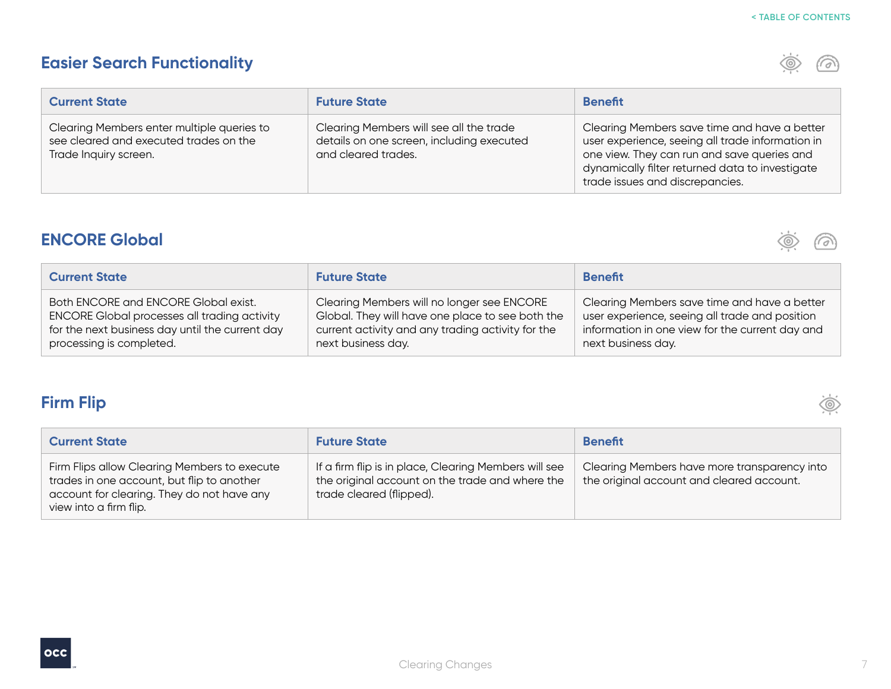## Easier Search Functionality

| Current State | Future State | Benefit |
|---|---|---|
| Clearing Members enter multiple queries to see cleared and executed trades on the Trade Inquiry screen. | Clearing Members will see all the trade details on one screen, including executed and cleared trades. | Clearing Members save time and have a better user experience, seeing all trade information in one view. They can run and save queries and dynamically filter returned data to investigate trade issues and discrepancies. |

## ENCORE Global

| Current State | Future State | Benefit |
|---|---|---|
| Both ENCORE and ENCORE Global exist. ENCORE Global processes all trading activity for the next business day until the current day processing is completed. | Clearing Members will no longer see ENCORE Global. They will have one place to see both the current activity and any trading activity for the next business day. | Clearing Members save time and have a better user experience, seeing all trade and position information in one view for the current day and next business day. |

## Firm Flip

| Current State | Future State | Benefit |
|---|---|---|
| Firm Flips allow Clearing Members to execute trades in one account, but flip to another account for clearing. They do not have any view into a firm flip. | If a firm flip is in place, Clearing Members will see the original account on the trade and where the trade cleared (flipped). | Clearing Members have more transparency into the original account and cleared account. |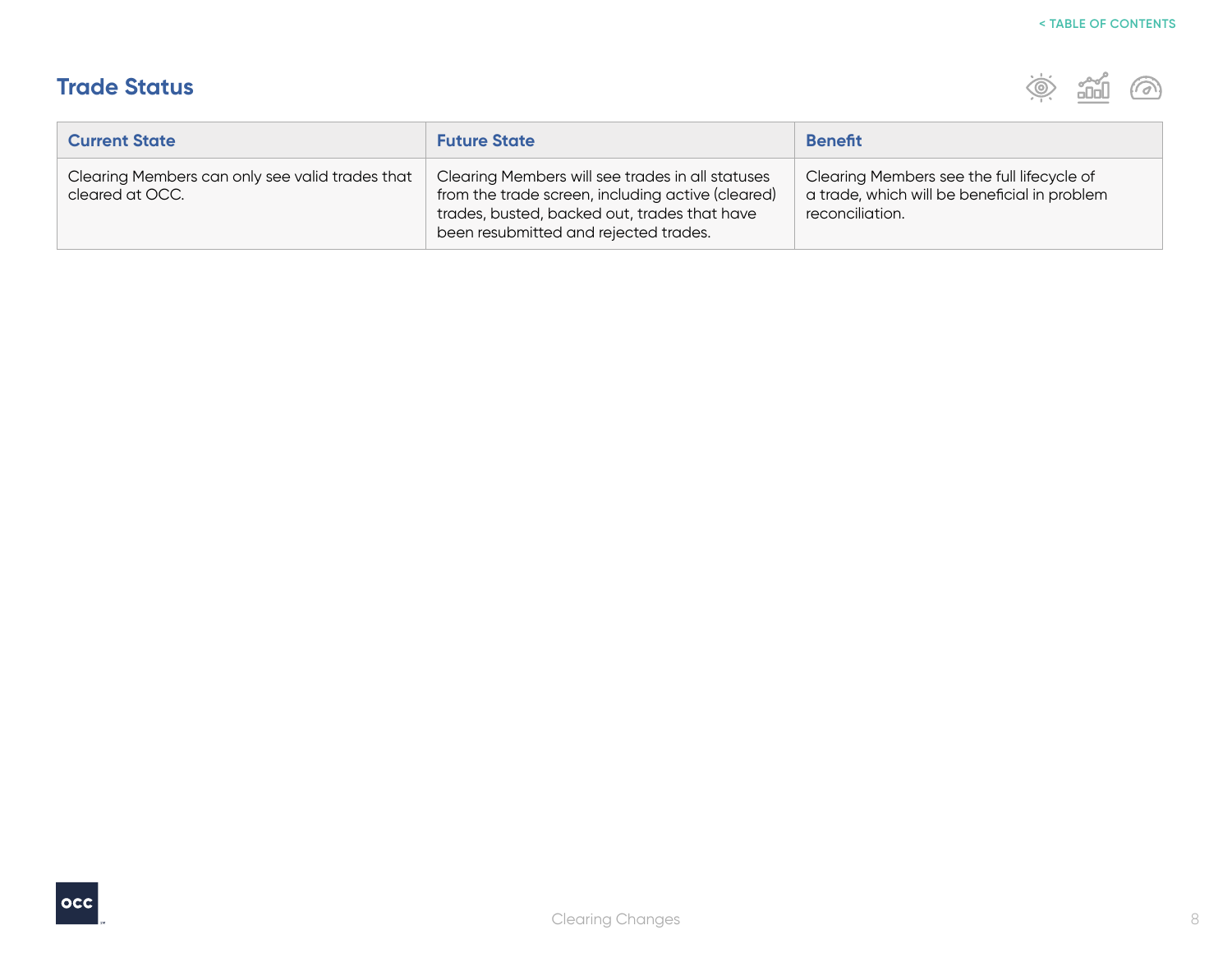## Trade Status

| Current State | Future State | Benefit |
| --- | --- | --- |
| Clearing Members can only see valid trades that cleared at OCC. | Clearing Members will see trades in all statuses from the trade screen, including active (cleared) trades, busted, backed out, trades that have been resubmitted and rejected trades. | Clearing Members see the full lifecycle of a trade, which will be beneficial in problem reconciliation. |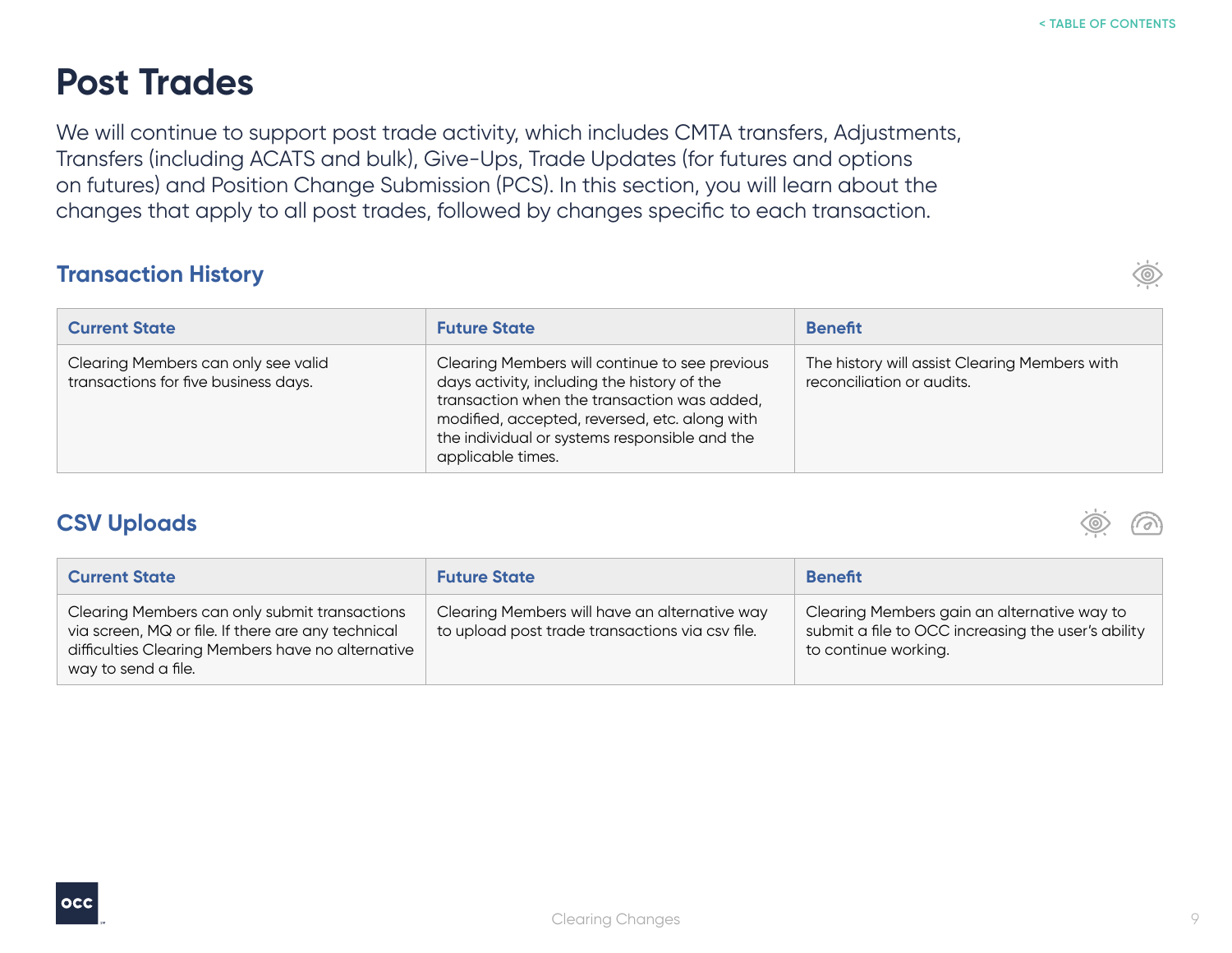# Post Trades

We will continue to support post trade activity, which includes CMTA transfers, Adjustments, Transfers (including ACATS and bulk), Give-Ups, Trade Updates (for futures and options on futures) and Position Change Submission (PCS). In this section, you will learn about the changes that apply to all post trades, followed by changes specific to each transaction.

## Transaction History

| Current State | Future State | Benefit |
|---|---|---|
| Clearing Members can only see valid transactions for five business days. | Clearing Members will continue to see previous days activity, including the history of the transaction when the transaction was added, modified, accepted, reversed, etc. along with the individual or systems responsible and the applicable times. | The history will assist Clearing Members with reconciliation or audits. |

## CSV Uploads

| Current State | Future State | Benefit |
|---|---|---|
| Clearing Members can only submit transactions via screen, MQ or file. If there are any technical difficulties Clearing Members have no alternative way to send a file. | Clearing Members will have an alternative way to upload post trade transactions via csv file. | Clearing Members gain an alternative way to submit a file to OCC increasing the user's ability to continue working. |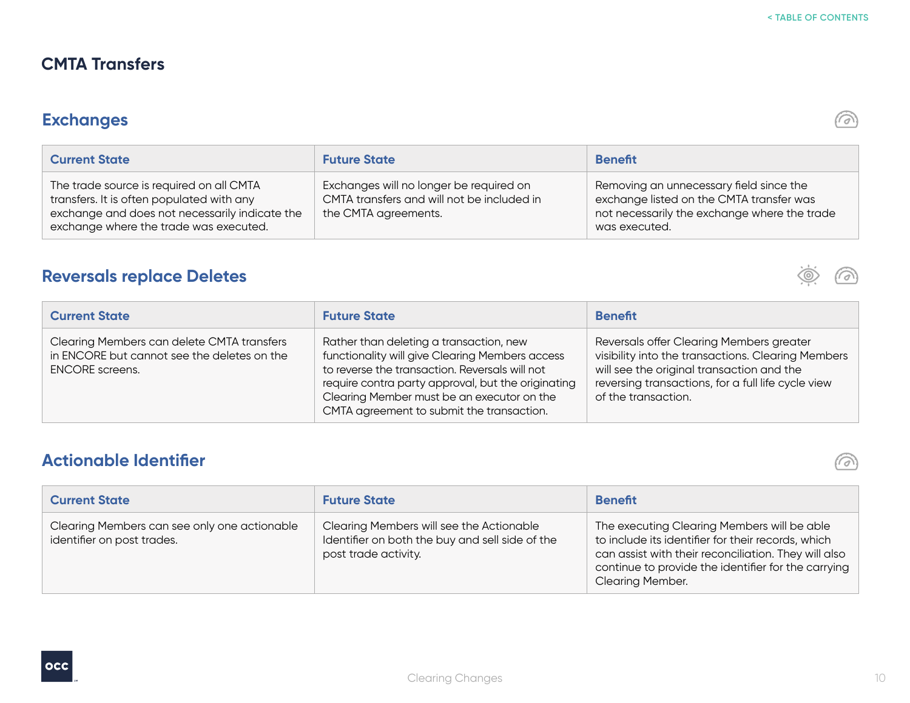# CMTA Transfers

## Exchanges

| Current State | Future State | Benefit |
| --- | --- | --- |
| The trade source is required on all CMTA transfers. It is often populated with any exchange and does not necessarily indicate the exchange where the trade was executed. | Exchanges will no longer be required on CMTA transfers and will not be included in the CMTA agreements. | Removing an unnecessary field since the exchange listed on the CMTA transfer was not necessarily the exchange where the trade was executed. |

## Reversals replace Deletes

| Current State | Future State | Benefit |
| --- | --- | --- |
| Clearing Members can delete CMTA transfers in ENCORE but cannot see the deletes on the ENCORE screens. | Rather than deleting a transaction, new functionality will give Clearing Members access to reverse the transaction. Reversals will not require contra party approval, but the originating Clearing Member must be an executor on the CMTA agreement to submit the transaction. | Reversals offer Clearing Members greater visibility into the transactions. Clearing Members will see the original transaction and the reversing transactions, for a full life cycle view of the transaction. |

## Actionable Identifier

| Current State | Future State | Benefit |
| --- | --- | --- |
| Clearing Members can see only one actionable identifier on post trades. | Clearing Members will see the Actionable Identifier on both the buy and sell side of the post trade activity. | The executing Clearing Members will be able to include its identifier for their records, which can assist with their reconciliation. They will also continue to provide the identifier for the carrying Clearing Member. |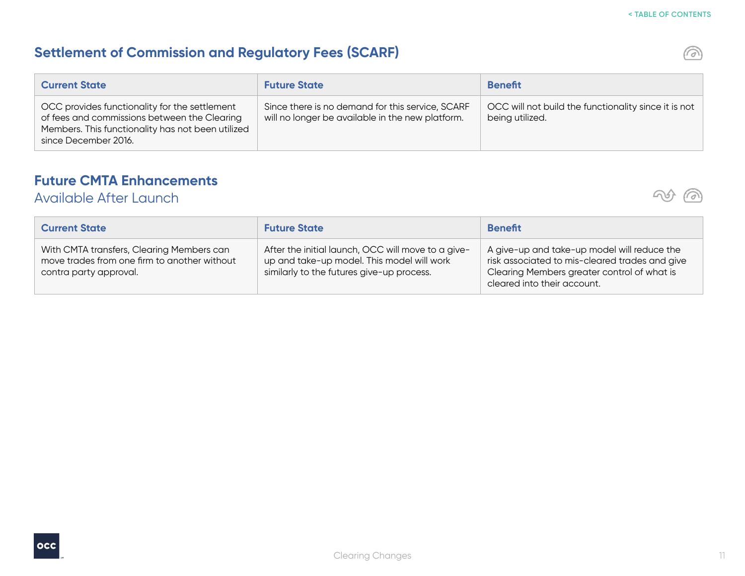## Settlement of Commission and Regulatory Fees (SCARF)

| Current State | Future State | Benefit |
|---|---|---|
| OCC provides functionality for the settlement of fees and commissions between the Clearing Members. This functionality has not been utilized since December 2016. | Since there is no demand for this service, SCARF will no longer be available in the new platform. | OCC will not build the functionality since it is not being utilized. |

## Future CMTA Enhancements

### Available After Launch

| Current State | Future State | Benefit |
|---|---|---|
| With CMTA transfers, Clearing Members can move trades from one firm to another without contra party approval. | After the initial launch, OCC will move to a give-up and take-up model. This model will work similarly to the futures give-up process. | A give-up and take-up model will reduce the risk associated to mis-cleared trades and give Clearing Members greater control of what is cleared into their account. |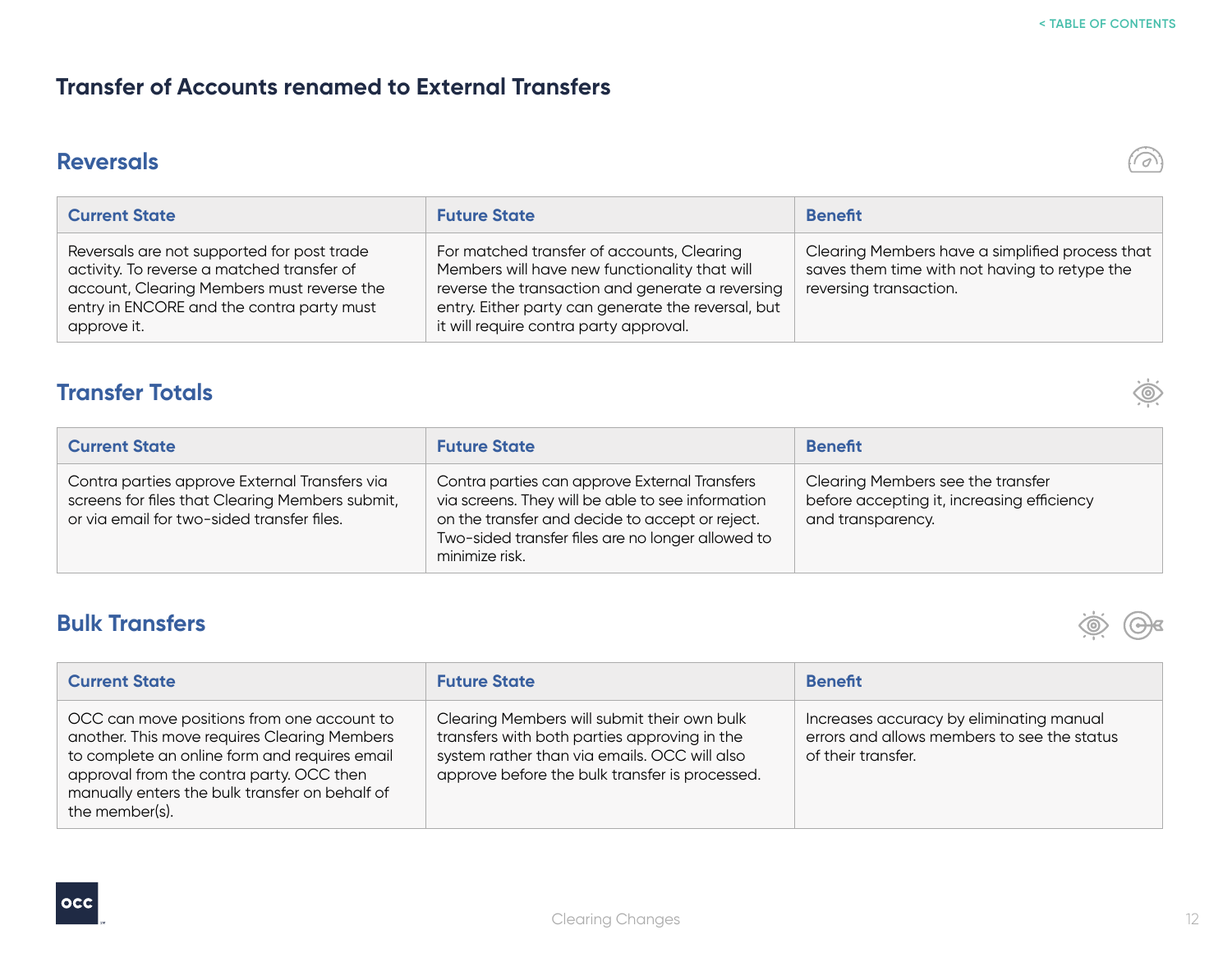# Transfer of Accounts renamed to External Transfers

## Reversals

| Current State | Future State | Benefit |
| --- | --- | --- |
| Reversals are not supported for post trade activity. To reverse a matched transfer of account, Clearing Members must reverse the entry in ENCORE and the contra party must approve it. | For matched transfer of accounts, Clearing Members will have new functionality that will reverse the transaction and generate a reversing entry. Either party can generate the reversal, but it will require contra party approval. | Clearing Members have a simplified process that saves them time with not having to retype the reversing transaction. |

## Transfer Totals

| Current State | Future State | Benefit |
| --- | --- | --- |
| Contra parties approve External Transfers via screens for files that Clearing Members submit, or via email for two-sided transfer files. | Contra parties can approve External Transfers via screens. They will be able to see information on the transfer and decide to accept or reject. Two-sided transfer files are no longer allowed to minimize risk. | Clearing Members see the transfer before accepting it, increasing efficiency and transparency. |

## Bulk Transfers

| Current State | Future State | Benefit |
| --- | --- | --- |
| OCC can move positions from one account to another. This move requires Clearing Members to complete an online form and requires email approval from the contra party. OCC then manually enters the bulk transfer on behalf of the member(s). | Clearing Members will submit their own bulk transfers with both parties approving in the system rather than via emails. OCC will also approve before the bulk transfer is processed. | Increases accuracy by eliminating manual errors and allows members to see the status of their transfer. |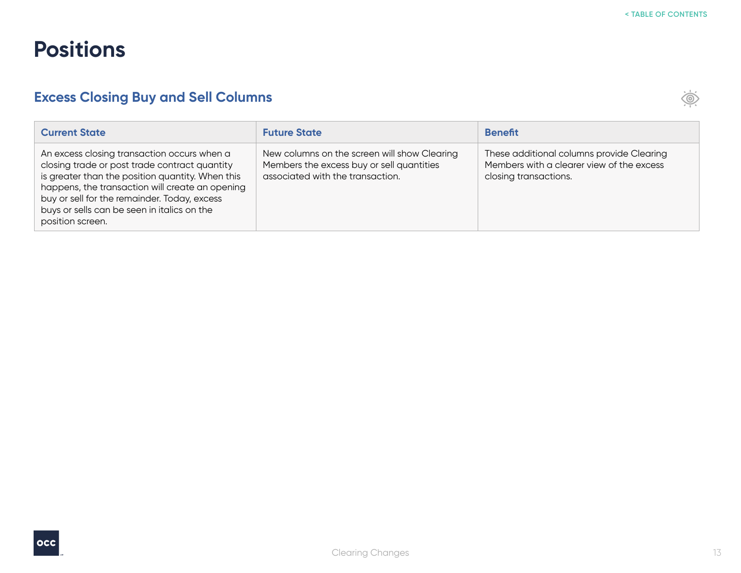# Positions

## Excess Closing Buy and Sell Columns

| Current State | Future State | Benefit |
| --- | --- | --- |
| An excess closing transaction occurs when a closing trade or post trade contract quantity is greater than the position quantity. When this happens, the transaction will create an opening buy or sell for the remainder. Today, excess buys or sells can be seen in italics on the position screen. | New columns on the screen will show Clearing Members the excess buy or sell quantities associated with the transaction. | These additional columns provide Clearing Members with a clearer view of the excess closing transactions. |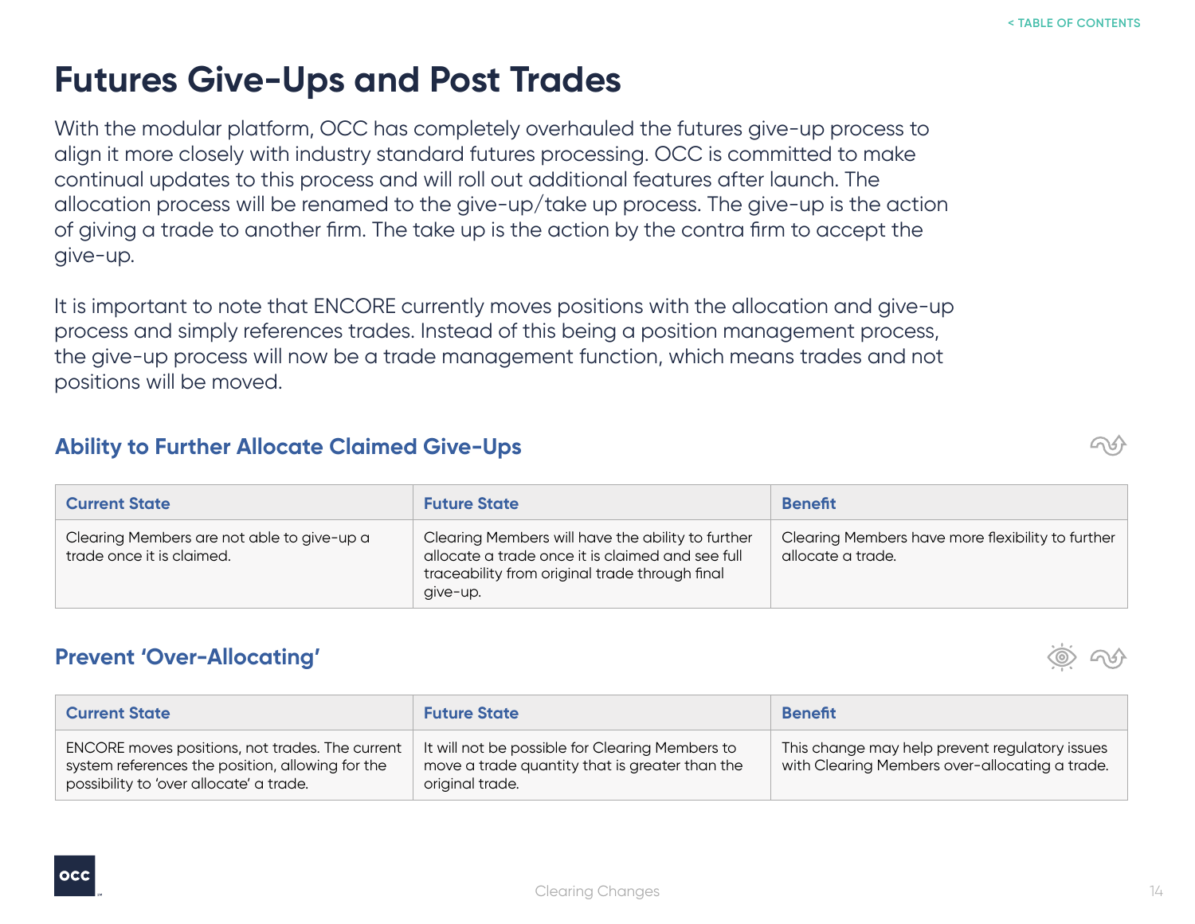# Futures Give-Ups and Post Trades

With the modular platform, OCC has completely overhauled the futures give-up process to align it more closely with industry standard futures processing. OCC is committed to make continual updates to this process and will roll out additional features after launch. The allocation process will be renamed to the give-up/take up process. The give-up is the action of giving a trade to another firm. The take up is the action by the contra firm to accept the give-up.

It is important to note that ENCORE currently moves positions with the allocation and give-up process and simply references trades. Instead of this being a position management process, the give-up process will now be a trade management function, which means trades and not positions will be moved.

## Ability to Further Allocate Claimed Give-Ups

| Current State | Future State | Benefit |
|---|---|---|
| Clearing Members are not able to give-up a trade once it is claimed. | Clearing Members will have the ability to further allocate a trade once it is claimed and see full traceability from original trade through final give-up. | Clearing Members have more flexibility to further allocate a trade. |

## Prevent 'Over-Allocating'

| Current State | Future State | Benefit |
|---|---|---|
| ENCORE moves positions, not trades. The current system references the position, allowing for the possibility to 'over allocate' a trade. | It will not be possible for Clearing Members to move a trade quantity that is greater than the original trade. | This change may help prevent regulatory issues with Clearing Members over-allocating a trade. |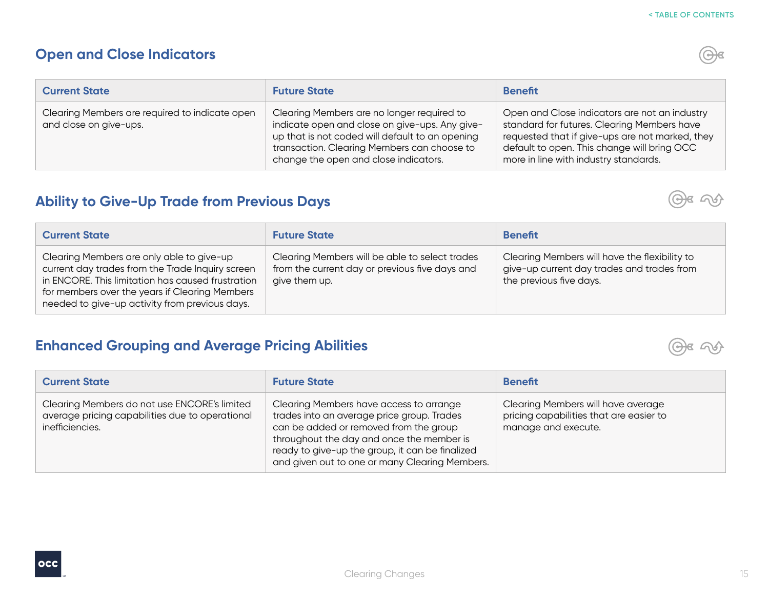## Open and Close Indicators

| Current State | Future State | Benefit |
| --- | --- | --- |
| Clearing Members are required to indicate open and close on give-ups. | Clearing Members are no longer required to indicate open and close on give-ups. Any give-up that is not coded will default to an opening transaction. Clearing Members can choose to change the open and close indicators. | Open and Close indicators are not an industry standard for futures. Clearing Members have requested that if give-ups are not marked, they default to open. This change will bring OCC more in line with industry standards. |

## Ability to Give-Up Trade from Previous Days

| Current State | Future State | Benefit |
| --- | --- | --- |
| Clearing Members are only able to give-up current day trades from the Trade Inquiry screen in ENCORE. This limitation has caused frustration for members over the years if Clearing Members needed to give-up activity from previous days. | Clearing Members will be able to select trades from the current day or previous five days and give them up. | Clearing Members will have the flexibility to give-up current day trades and trades from the previous five days. |

## Enhanced Grouping and Average Pricing Abilities

| Current State | Future State | Benefit |
| --- | --- | --- |
| Clearing Members do not use ENCORE's limited average pricing capabilities due to operational inefficiencies. | Clearing Members have access to arrange trades into an average price group. Trades can be added or removed from the group throughout the day and once the member is ready to give-up the group, it can be finalized and given out to one or many Clearing Members. | Clearing Members will have average pricing capabilities that are easier to manage and execute. |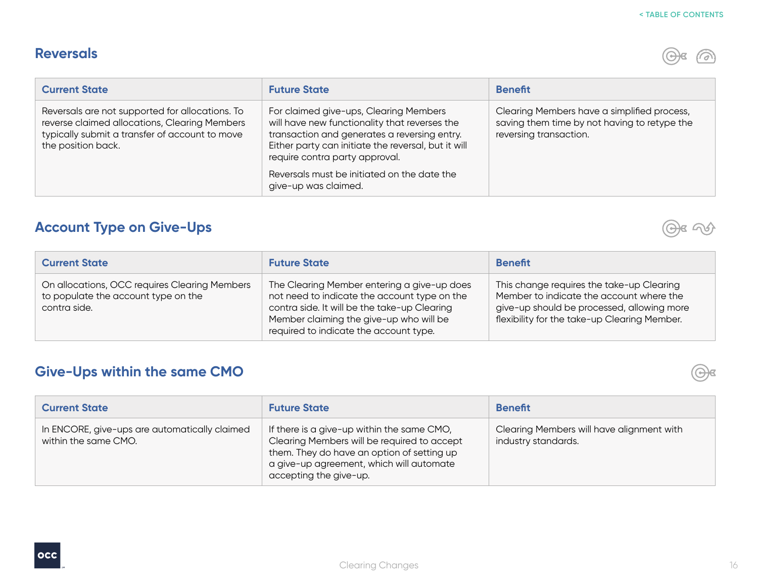## Reversals

| Current State | Future State | Benefit |
| --- | --- | --- |
| Reversals are not supported for allocations. To reverse claimed allocations, Clearing Members typically submit a transfer of account to move the position back. | For claimed give-ups, Clearing Members will have new functionality that reverses the transaction and generates a reversing entry. Either party can initiate the reversal, but it will require contra party approval.<br><br>Reversals must be initiated on the date the give-up was claimed. | Clearing Members have a simplified process, saving them time by not having to retype the reversing transaction. |

## Account Type on Give-Ups

| Current State | Future State | Benefit |
| --- | --- | --- |
| On allocations, OCC requires Clearing Members to populate the account type on the contra side. | The Clearing Member entering a give-up does not need to indicate the account type on the contra side. It will be the take-up Clearing Member claiming the give-up who will be required to indicate the account type. | This change requires the take-up Clearing Member to indicate the account where the give-up should be processed, allowing more flexibility for the take-up Clearing Member. |

## Give-Ups within the same CMO

| Current State | Future State | Benefit |
| --- | --- | --- |
| In ENCORE, give-ups are automatically claimed within the same CMO. | If there is a give-up within the same CMO, Clearing Members will be required to accept them. They do have an option of setting up a give-up agreement, which will automate accepting the give-up. | Clearing Members will have alignment with industry standards. |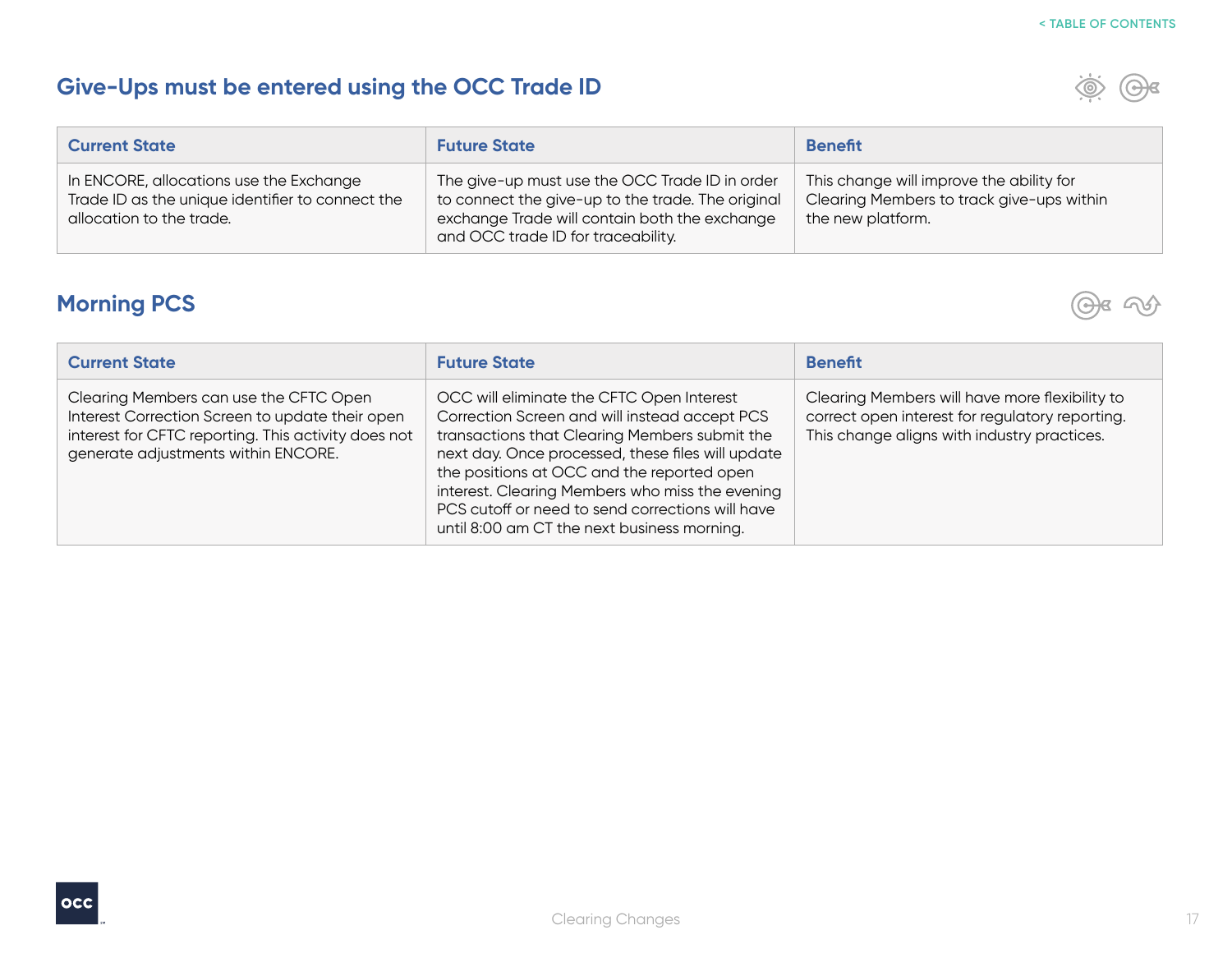## Give-Ups must be entered using the OCC Trade ID

| Current State | Future State | Benefit |
|---|---|---|
| In ENCORE, allocations use the Exchange Trade ID as the unique identifier to connect the allocation to the trade. | The give-up must use the OCC Trade ID in order to connect the give-up to the trade. The original exchange Trade will contain both the exchange and OCC trade ID for traceability. | This change will improve the ability for Clearing Members to track give-ups within the new platform. |

## Morning PCS

| Current State | Future State | Benefit |
|---|---|---|
| Clearing Members can use the CFTC Open Interest Correction Screen to update their open interest for CFTC reporting. This activity does not generate adjustments within ENCORE. | OCC will eliminate the CFTC Open Interest Correction Screen and will instead accept PCS transactions that Clearing Members submit the next day. Once processed, these files will update the positions at OCC and the reported open interest. Clearing Members who miss the evening PCS cutoff or need to send corrections will have until 8:00 am CT the next business morning. | Clearing Members will have more flexibility to correct open interest for regulatory reporting. This change aligns with industry practices. |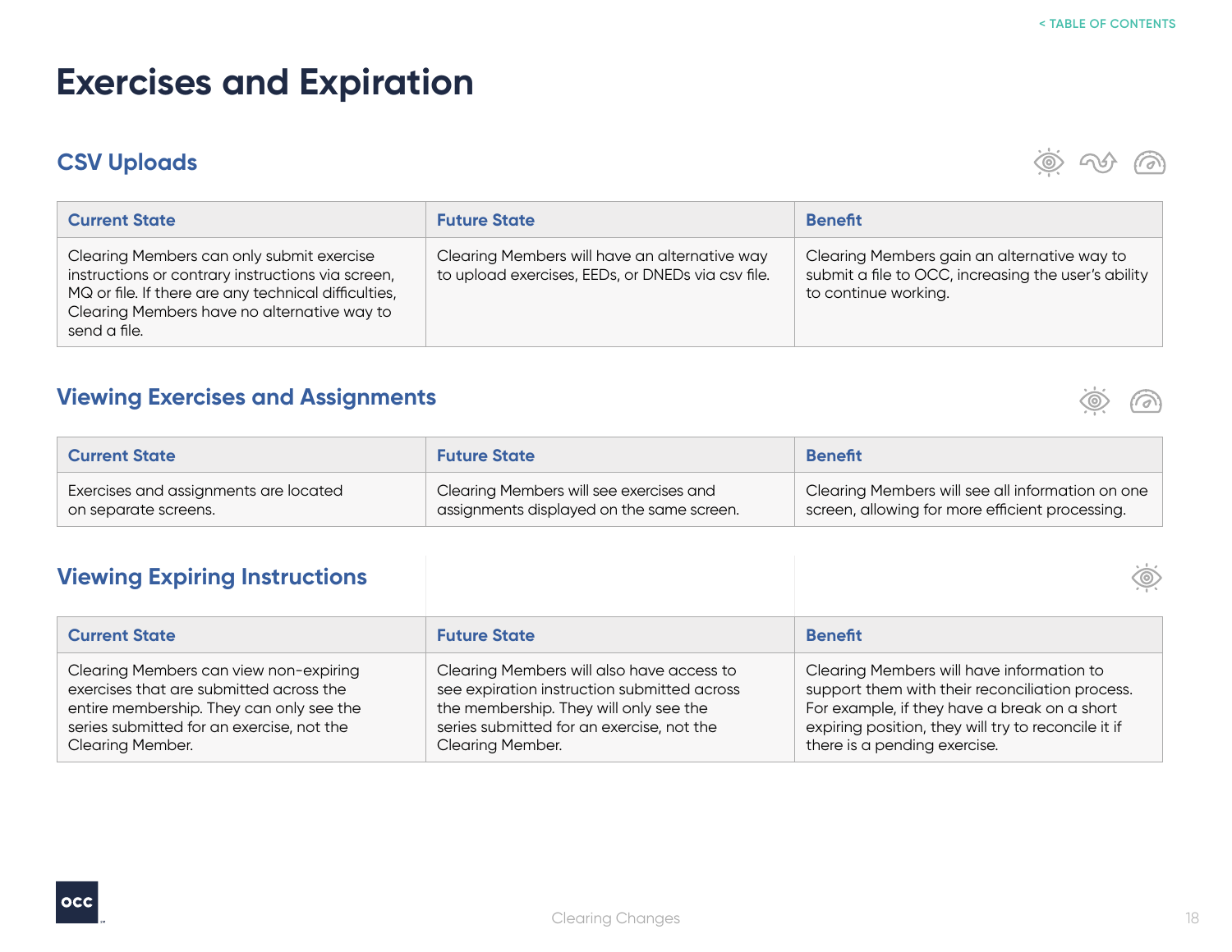# Exercises and Expiration

## CSV Uploads

| Current State | Future State | Benefit |
| --- | --- | --- |
| Clearing Members can only submit exercise instructions or contrary instructions via screen, MQ or file. If there are any technical difficulties, Clearing Members have no alternative way to send a file. | Clearing Members will have an alternative way to upload exercises, EEDs, or DNEDs via csv file. | Clearing Members gain an alternative way to submit a file to OCC, increasing the user's ability to continue working. |

## Viewing Exercises and Assignments

| Current State | Future State | Benefit |
| --- | --- | --- |
| Exercises and assignments are located on separate screens. | Clearing Members will see exercises and assignments displayed on the same screen. | Clearing Members will see all information on one screen, allowing for more efficient processing. |

## Viewing Expiring Instructions

| Current State | Future State | Benefit |
| --- | --- | --- |
| Clearing Members can view non-expiring exercises that are submitted across the entire membership. They can only see the series submitted for an exercise, not the Clearing Member. | Clearing Members will also have access to see expiration instruction submitted across the membership. They will only see the series submitted for an exercise, not the Clearing Member. | Clearing Members will have information to support them with their reconciliation process. For example, if they have a break on a short expiring position, they will try to reconcile it if there is a pending exercise. |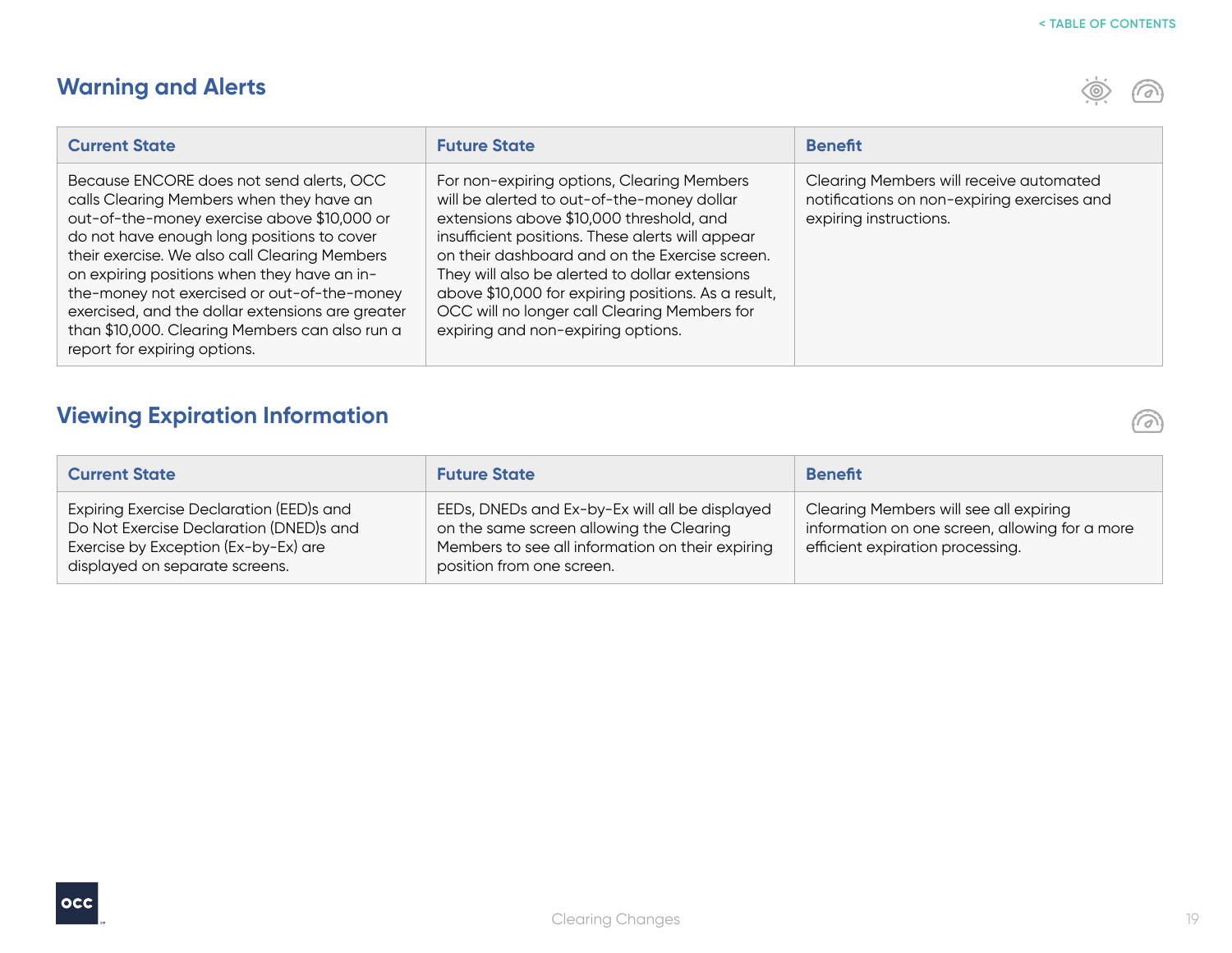## Warning and Alerts

| Current State | Future State | Benefit |
|---|---|---|
| Because ENCORE does not send alerts, OCC calls Clearing Members when they have an out-of-the-money exercise above $10,000 or do not have enough long positions to cover their exercise. We also call Clearing Members on expiring positions when they have an in-the-money not exercised or out-of-the-money exercised, and the dollar extensions are greater than $10,000. Clearing Members can also run a report for expiring options. | For non-expiring options, Clearing Members will be alerted to out-of-the-money dollar extensions above $10,000 threshold, and insufficient positions. These alerts will appear on their dashboard and on the Exercise screen. They will also be alerted to dollar extensions above $10,000 for expiring positions. As a result, OCC will no longer call Clearing Members for expiring and non-expiring options. | Clearing Members will receive automated notifications on non-expiring exercises and expiring instructions. |

## Viewing Expiration Information

| Current State | Future State | Benefit |
|---|---|---|
| Expiring Exercise Declaration (EED)s and Do Not Exercise Declaration (DNED)s and Exercise by Exception (Ex-by-Ex) are displayed on separate screens. | EEDs, DNEDs and Ex-by-Ex will all be displayed on the same screen allowing the Clearing Members to see all information on their expiring position from one screen. | Clearing Members will see all expiring information on one screen, allowing for a more efficient expiration processing. |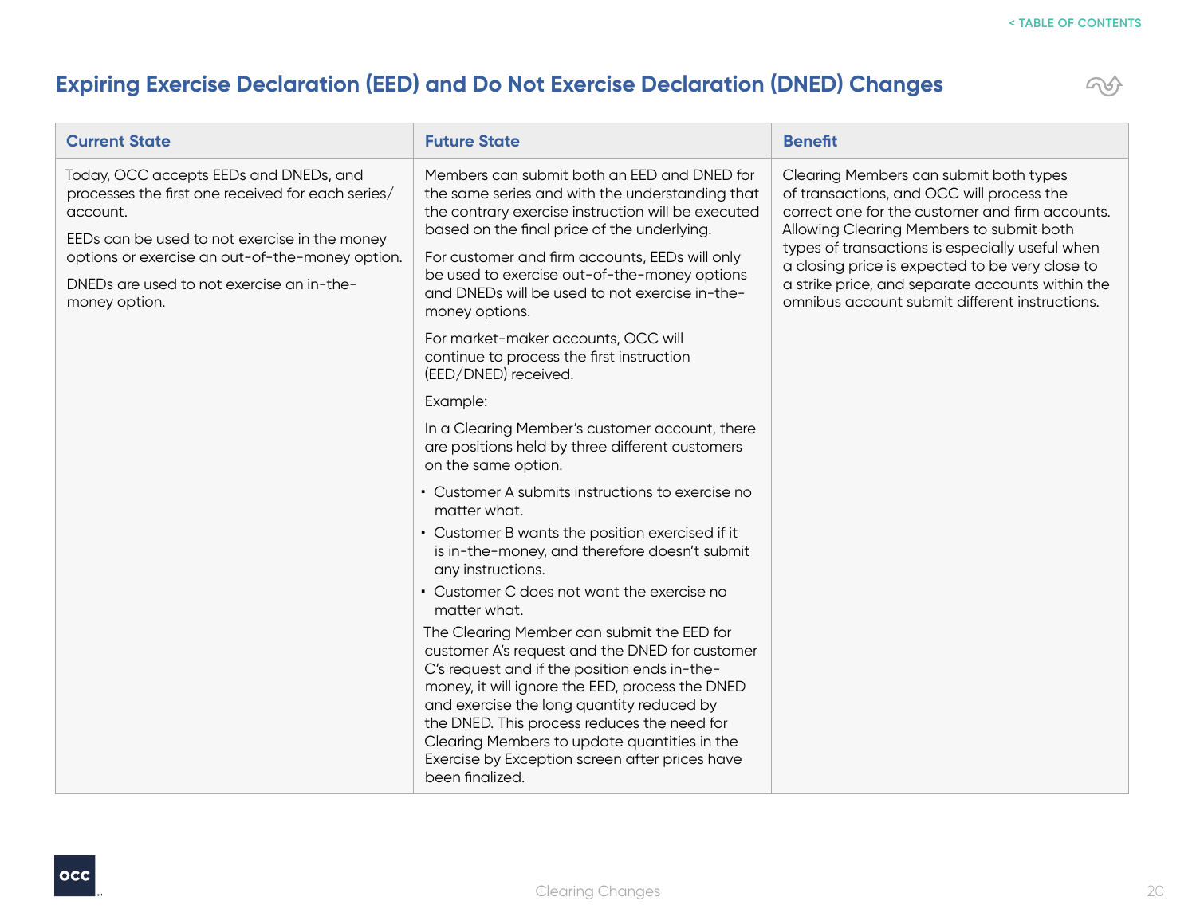## Expiring Exercise Declaration (EED) and Do Not Exercise Declaration (DNED) Changes

| Current State | Future State | Benefit |
|---|---|---|
| Today, OCC accepts EEDs and DNEDs, and processes the first one received for each series/account.<br><br>EEDs can be used to not exercise in the money options or exercise an out-of-the-money option.<br><br>DNEDs are used to not exercise an in-the-money option. | Members can submit both an EED and DNED for the same series and with the understanding that the contrary exercise instruction will be executed based on the final price of the underlying.<br><br>For customer and firm accounts, EEDs will only be used to exercise out-of-the-money options and DNEDs will be used to not exercise in-the-money options.<br><br>For market-maker accounts, OCC will continue to process the first instruction (EED/DNED) received.<br><br>Example:<br><br>In a Clearing Member's customer account, there are positions held by three different customers on the same option.<br><br>• Customer A submits instructions to exercise no matter what.<br>• Customer B wants the position exercised if it is in-the-money, and therefore doesn't submit any instructions.<br>• Customer C does not want the exercise no matter what.<br><br>The Clearing Member can submit the EED for customer A's request and the DNED for customer C's request and if the position ends in-the-money, it will ignore the EED, process the DNED and exercise the long quantity reduced by the DNED. This process reduces the need for Clearing Members to update quantities in the Exercise by Exception screen after prices have been finalized. | Clearing Members can submit both types of transactions, and OCC will process the correct one for the customer and firm accounts. Allowing Clearing Members to submit both types of transactions is especially useful when a closing price is expected to be very close to a strike price, and separate accounts within the omnibus account submit different instructions. |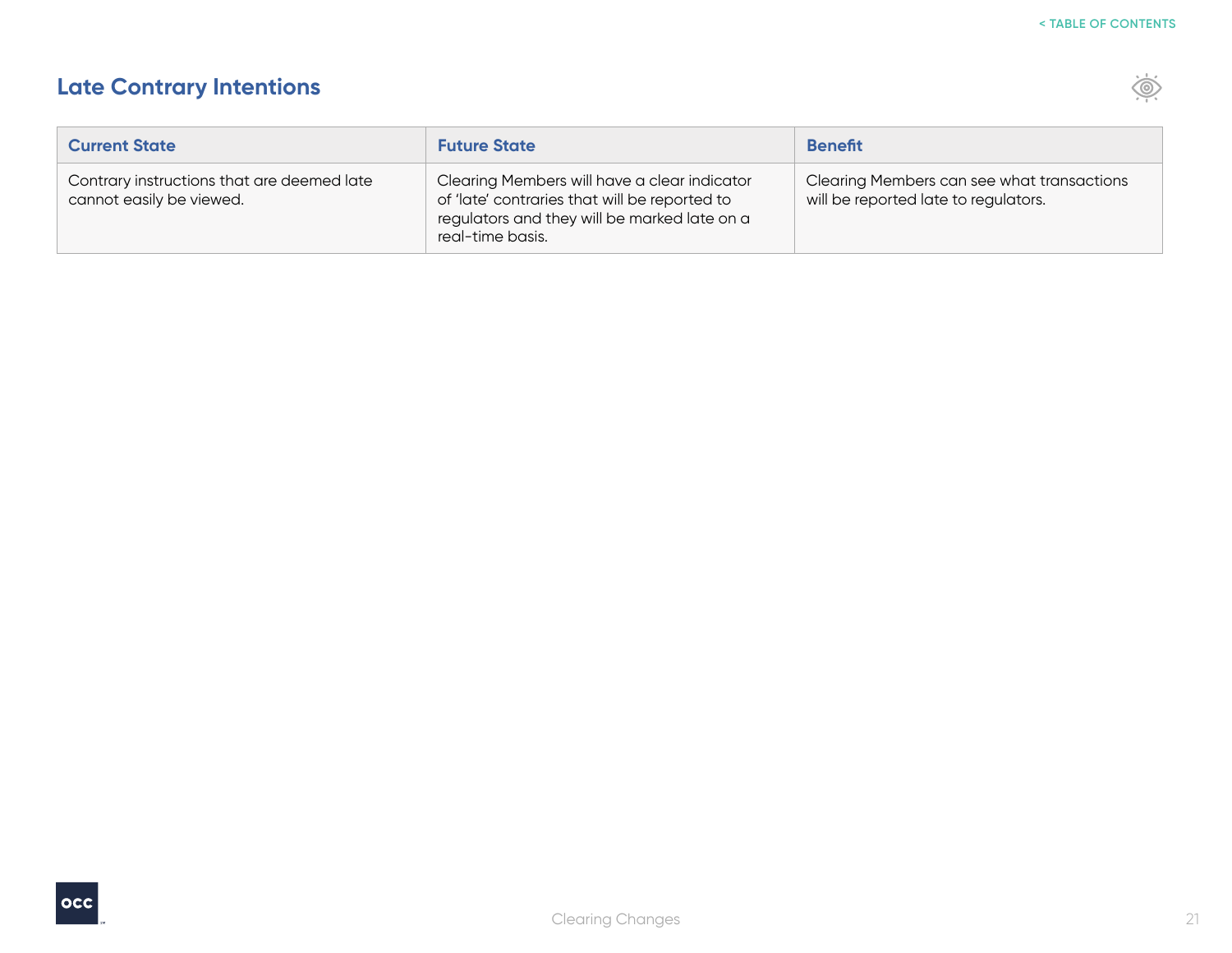## Late Contrary Intentions

| Current State | Future State | Benefit |
|---|---|---|
| Contrary instructions that are deemed late cannot easily be viewed. | Clearing Members will have a clear indicator of 'late' contraries that will be reported to regulators and they will be marked late on a real-time basis. | Clearing Members can see what transactions will be reported late to regulators. |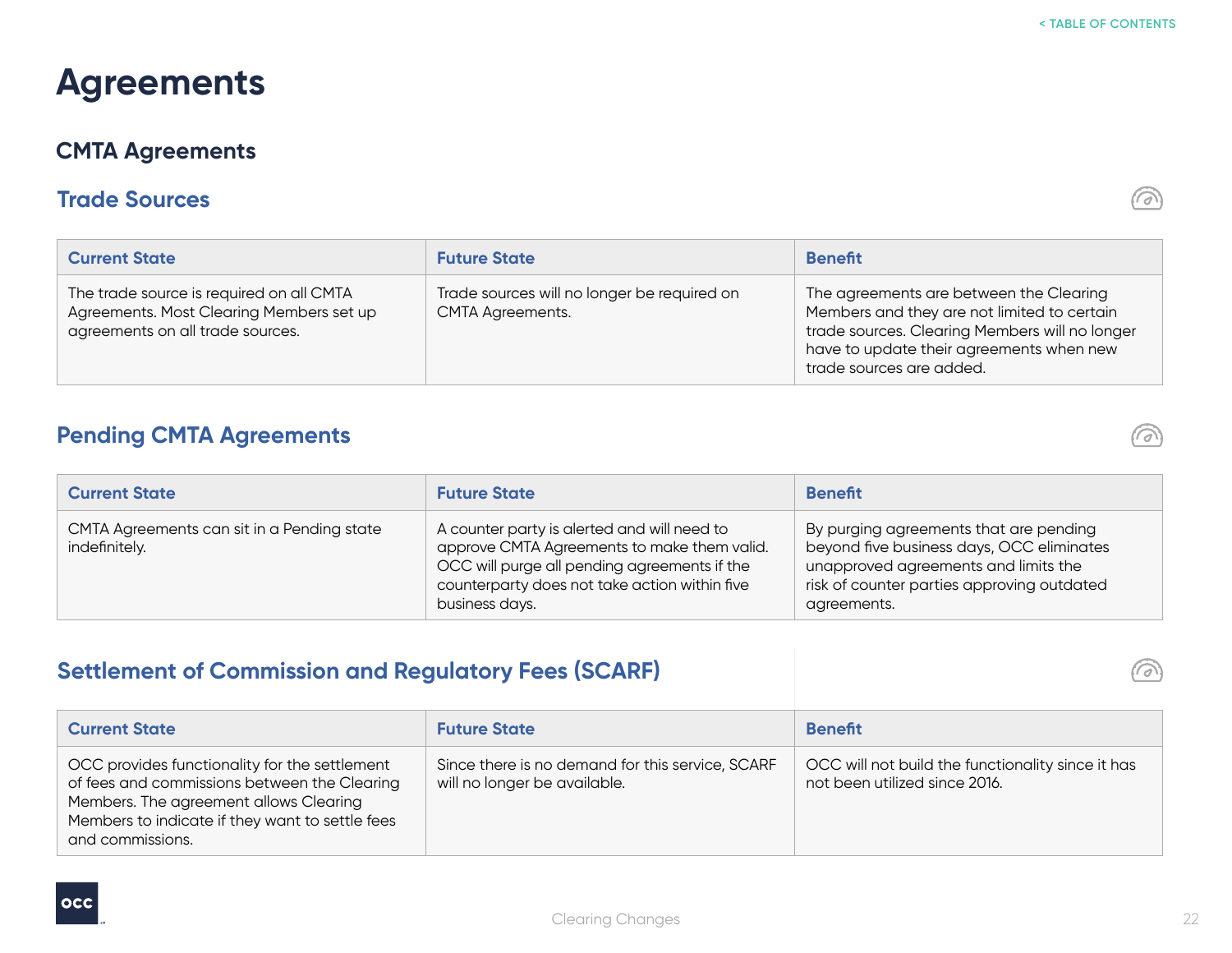# Agreements

## CMTA Agreements

### Trade Sources

| Current State | Future State | Benefit |
|---|---|---|
| The trade source is required on all CMTA Agreements. Most Clearing Members set up agreements on all trade sources. | Trade sources will no longer be required on CMTA Agreements. | The agreements are between the Clearing Members and they are not limited to certain trade sources. Clearing Members will no longer have to update their agreements when new trade sources are added. |

### Pending CMTA Agreements

| Current State | Future State | Benefit |
|---|---|---|
| CMTA Agreements can sit in a Pending state indefinitely. | A counter party is alerted and will need to approve CMTA Agreements to make them valid. OCC will purge all pending agreements if the counterparty does not take action within five business days. | By purging agreements that are pending beyond five business days, OCC eliminates unapproved agreements and limits the risk of counter parties approving outdated agreements. |

### Settlement of Commission and Regulatory Fees (SCARF)

| Current State | Future State | Benefit |
|---|---|---|
| OCC provides functionality for the settlement of fees and commissions between the Clearing Members. The agreement allows Clearing Members to indicate if they want to settle fees and commissions. | Since there is no demand for this service, SCARF will no longer be available. | OCC will not build the functionality since it has not been utilized since 2016. |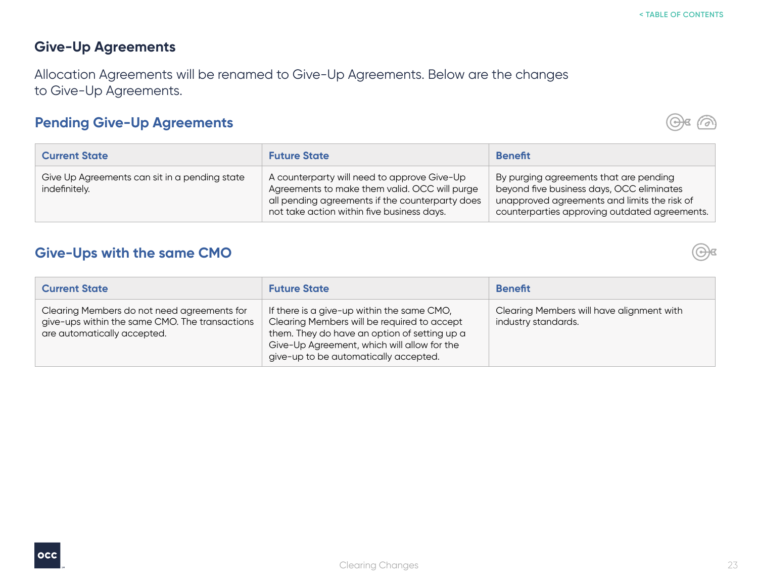## Give-Up Agreements

Allocation Agreements will be renamed to Give-Up Agreements. Below are the changes to Give-Up Agreements.

### Pending Give-Up Agreements

| Current State | Future State | Benefit |
|---|---|---|
| Give Up Agreements can sit in a pending state indefinitely. | A counterparty will need to approve Give-Up Agreements to make them valid. OCC will purge all pending agreements if the counterparty does not take action within five business days. | By purging agreements that are pending beyond five business days, OCC eliminates unapproved agreements and limits the risk of counterparties approving outdated agreements. |

### Give-Ups with the same CMO

| Current State | Future State | Benefit |
|---|---|---|
| Clearing Members do not need agreements for give-ups within the same CMO. The transactions are automatically accepted. | If there is a give-up within the same CMO, Clearing Members will be required to accept them. They do have an option of setting up a Give-Up Agreement, which will allow for the give-up to be automatically accepted. | Clearing Members will have alignment with industry standards. |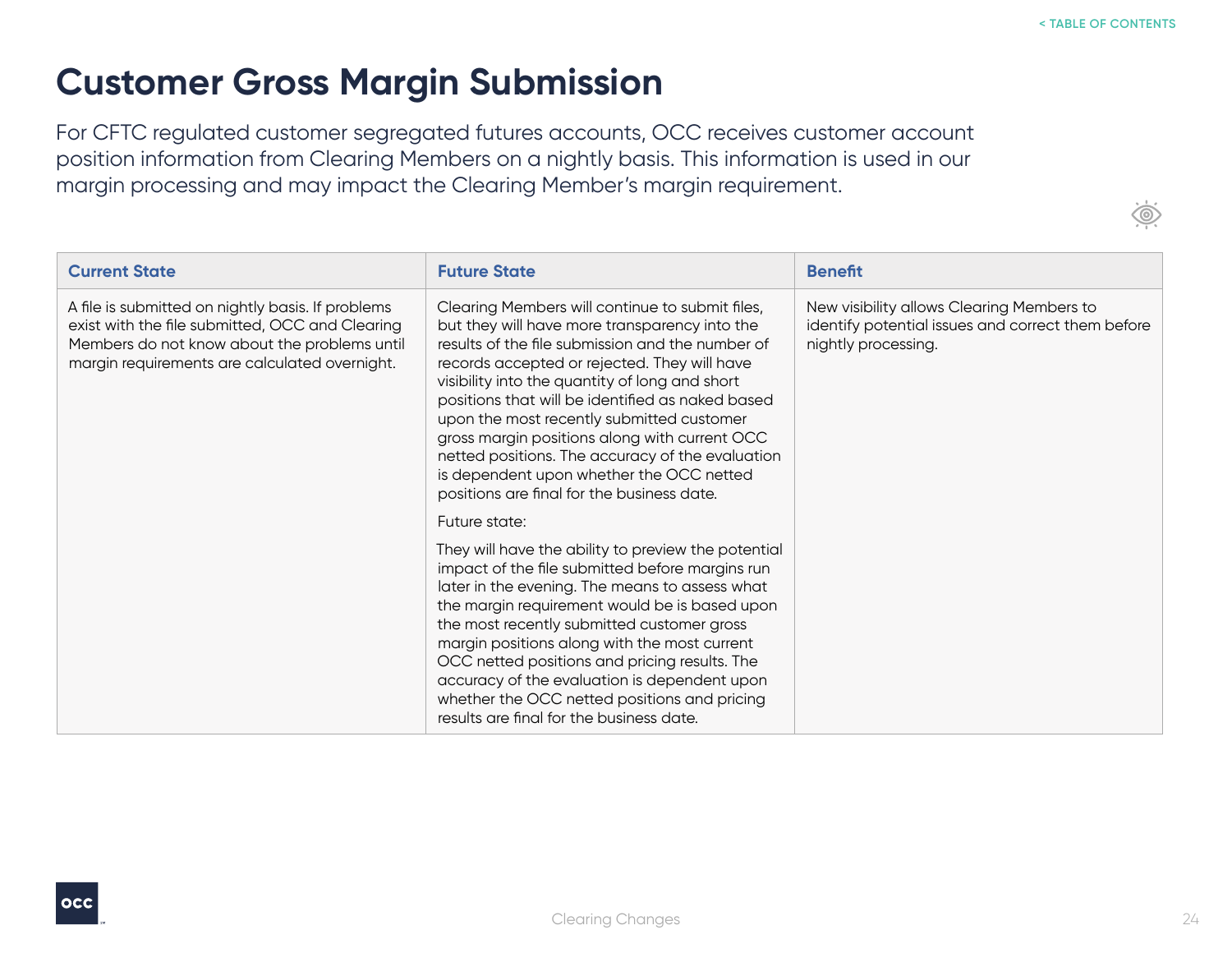# Customer Gross Margin Submission

For CFTC regulated customer segregated futures accounts, OCC receives customer account position information from Clearing Members on a nightly basis. This information is used in our margin processing and may impact the Clearing Member's margin requirement.

| Current State | Future State | Benefit |
| --- | --- | --- |
| A file is submitted on nightly basis. If problems exist with the file submitted, OCC and Clearing Members do not know about the problems until margin requirements are calculated overnight. | Clearing Members will continue to submit files, but they will have more transparency into the results of the file submission and the number of records accepted or rejected. They will have visibility into the quantity of long and short positions that will be identified as naked based upon the most recently submitted customer gross margin positions along with current OCC netted positions. The accuracy of the evaluation is dependent upon whether the OCC netted positions are final for the business date.<br><br>Future state:<br><br>They will have the ability to preview the potential impact of the file submitted before margins run later in the evening. The means to assess what the margin requirement would be is based upon the most recently submitted customer gross margin positions along with the most current OCC netted positions and pricing results. The accuracy of the evaluation is dependent upon whether the OCC netted positions and pricing results are final for the business date. | New visibility allows Clearing Members to identify potential issues and correct them before nightly processing. |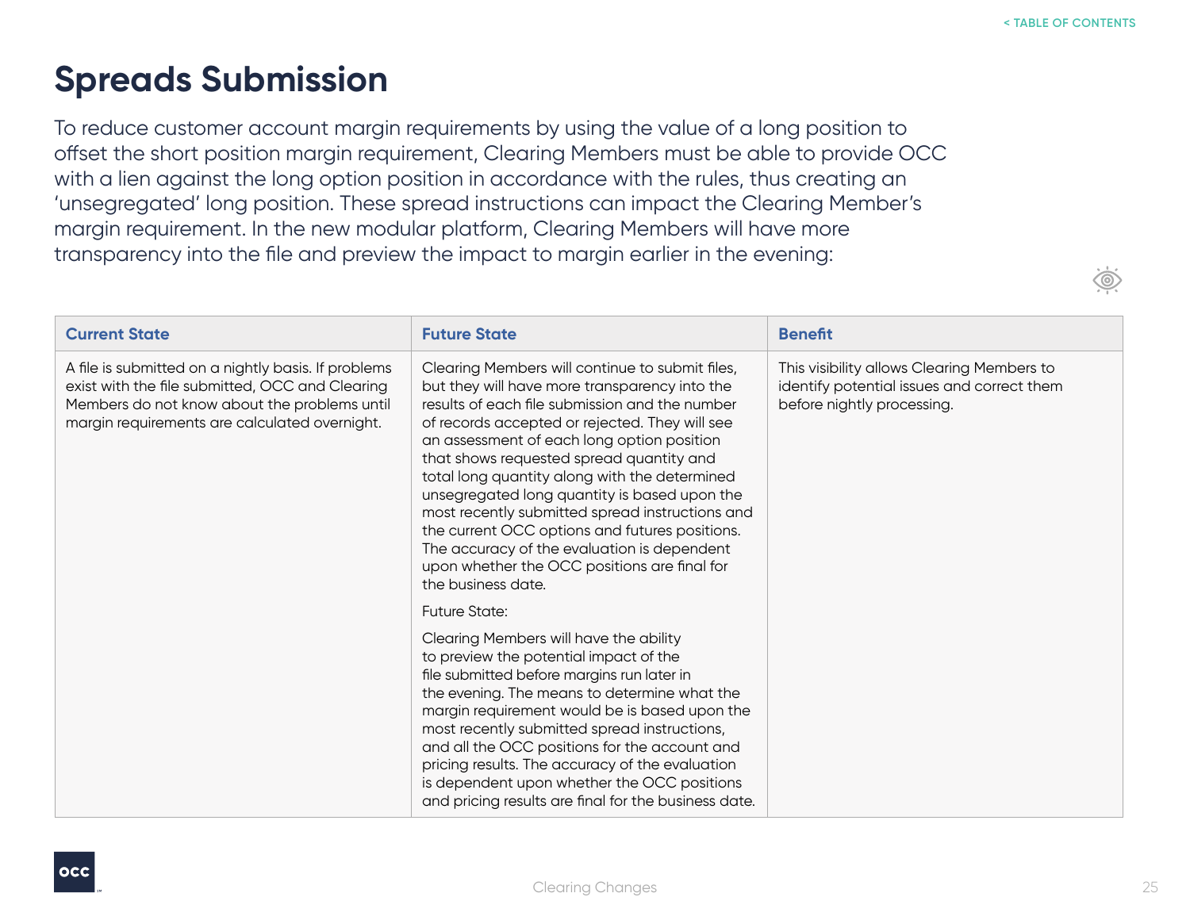# Spreads Submission

To reduce customer account margin requirements by using the value of a long position to offset the short position margin requirement, Clearing Members must be able to provide OCC with a lien against the long option position in accordance with the rules, thus creating an 'unsegregated' long position. These spread instructions can impact the Clearing Member's margin requirement. In the new modular platform, Clearing Members will have more transparency into the file and preview the impact to margin earlier in the evening:

| Current State | Future State | Benefit |
| --- | --- | --- |
| A file is submitted on a nightly basis. If problems exist with the file submitted, OCC and Clearing Members do not know about the problems until margin requirements are calculated overnight. | Clearing Members will continue to submit files, but they will have more transparency into the results of each file submission and the number of records accepted or rejected. They will see an assessment of each long option position that shows requested spread quantity and total long quantity along with the determined unsegregated long quantity is based upon the most recently submitted spread instructions and the current OCC options and futures positions. The accuracy of the evaluation is dependent upon whether the OCC positions are final for the business date.<br><br>Future State:<br><br>Clearing Members will have the ability to preview the potential impact of the file submitted before margins run later in the evening. The means to determine what the margin requirement would be is based upon the most recently submitted spread instructions, and all the OCC positions for the account and pricing results. The accuracy of the evaluation is dependent upon whether the OCC positions and pricing results are final for the business date. | This visibility allows Clearing Members to identify potential issues and correct them before nightly processing. |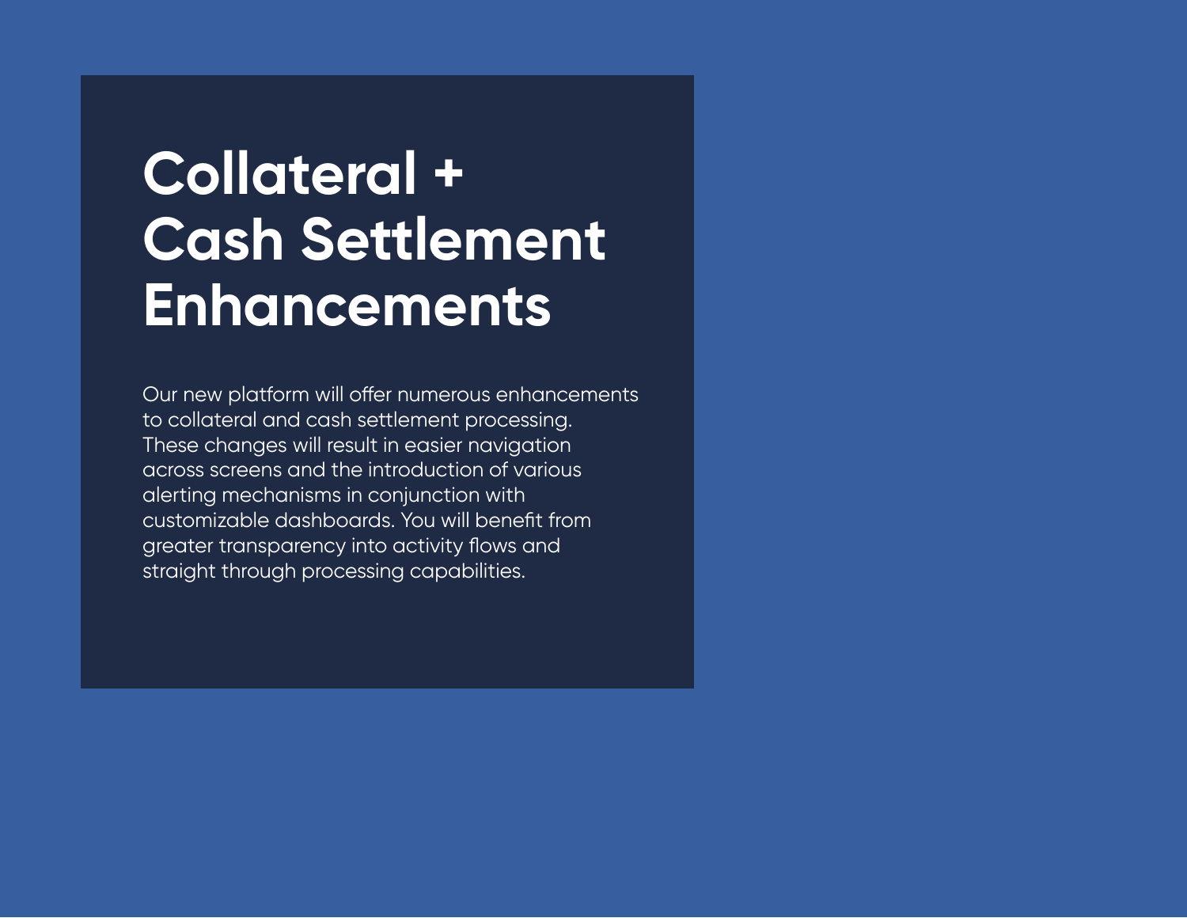# Collateral + Cash Settlement Enhancements

Our new platform will offer numerous enhancements to collateral and cash settlement processing. These changes will result in easier navigation across screens and the introduction of various alerting mechanisms in conjunction with customizable dashboards. You will benefit from greater transparency into activity flows and straight through processing capabilities.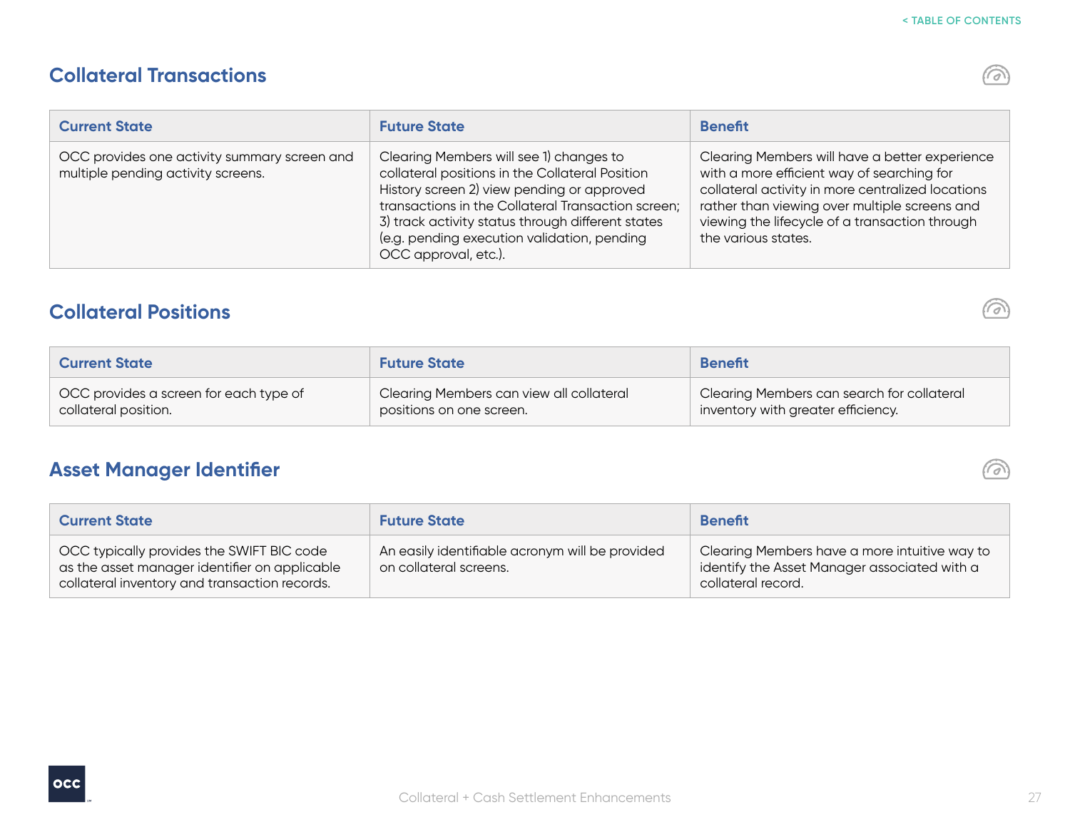## Collateral Transactions

| Current State | Future State | Benefit |
|---|---|---|
| OCC provides one activity summary screen and multiple pending activity screens. | Clearing Members will see 1) changes to collateral positions in the Collateral Position History screen 2) view pending or approved transactions in the Collateral Transaction screen; 3) track activity status through different states (e.g. pending execution validation, pending OCC approval, etc.). | Clearing Members will have a better experience with a more efficient way of searching for collateral activity in more centralized locations rather than viewing over multiple screens and viewing the lifecycle of a transaction through the various states. |

## Collateral Positions

| Current State | Future State | Benefit |
|---|---|---|
| OCC provides a screen for each type of collateral position. | Clearing Members can view all collateral positions on one screen. | Clearing Members can search for collateral inventory with greater efficiency. |

## Asset Manager Identifier

| Current State | Future State | Benefit |
|---|---|---|
| OCC typically provides the SWIFT BIC code as the asset manager identifier on applicable collateral inventory and transaction records. | An easily identifiable acronym will be provided on collateral screens. | Clearing Members have a more intuitive way to identify the Asset Manager associated with a collateral record. |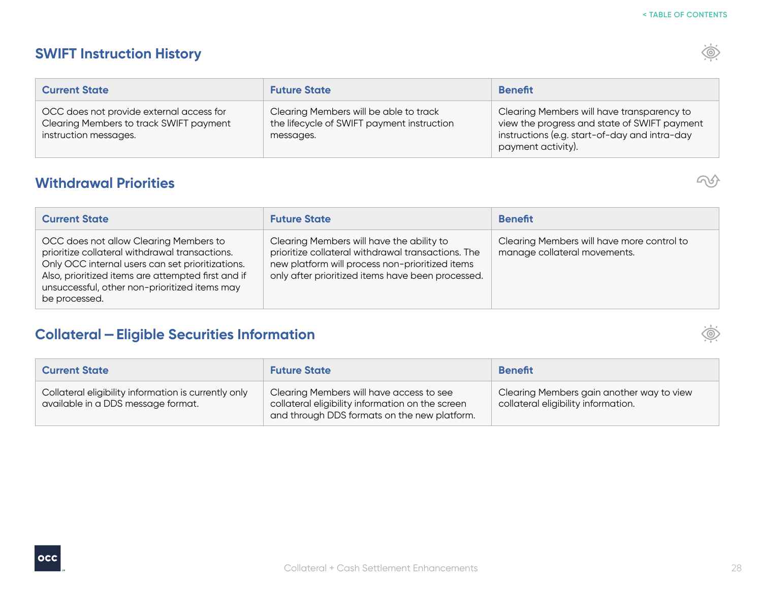## SWIFT Instruction History

| Current State | Future State | Benefit |
| --- | --- | --- |
| OCC does not provide external access for Clearing Members to track SWIFT payment instruction messages. | Clearing Members will be able to track the lifecycle of SWIFT payment instruction messages. | Clearing Members will have transparency to view the progress and state of SWIFT payment instructions (e.g. start-of-day and intra-day payment activity). |

## Withdrawal Priorities

| Current State | Future State | Benefit |
| --- | --- | --- |
| OCC does not allow Clearing Members to prioritize collateral withdrawal transactions. Only OCC internal users can set prioritizations. Also, prioritized items are attempted first and if unsuccessful, other non-prioritized items may be processed. | Clearing Members will have the ability to prioritize collateral withdrawal transactions. The new platform will process non-prioritized items only after prioritized items have been processed. | Clearing Members will have more control to manage collateral movements. |

## Collateral — Eligible Securities Information

| Current State | Future State | Benefit |
| --- | --- | --- |
| Collateral eligibility information is currently only available in a DDS message format. | Clearing Members will have access to see collateral eligibility information on the screen and through DDS formats on the new platform. | Clearing Members gain another way to view collateral eligibility information. |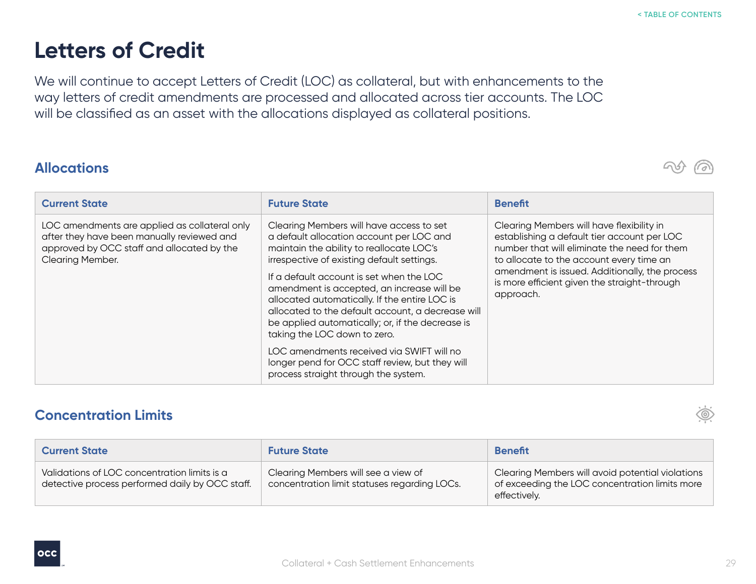# Letters of Credit

We will continue to accept Letters of Credit (LOC) as collateral, but with enhancements to the way letters of credit amendments are processed and allocated across tier accounts. The LOC will be classified as an asset with the allocations displayed as collateral positions.

## Allocations

| Current State | Future State | Benefit |
|---|---|---|
| LOC amendments are applied as collateral only after they have been manually reviewed and approved by OCC staff and allocated by the Clearing Member. | Clearing Members will have access to set a default allocation account per LOC and maintain the ability to reallocate LOC's irrespective of existing default settings.<br><br>If a default account is set when the LOC amendment is accepted, an increase will be allocated automatically. If the entire LOC is allocated to the default account, a decrease will be applied automatically; or, if the decrease is taking the LOC down to zero.<br><br>LOC amendments received via SWIFT will no longer pend for OCC staff review, but they will process straight through the system. | Clearing Members will have flexibility in establishing a default tier account per LOC number that will eliminate the need for them to allocate to the account every time an amendment is issued. Additionally, the process is more efficient given the straight-through approach. |

## Concentration Limits

| Current State | Future State | Benefit |
|---|---|---|
| Validations of LOC concentration limits is a detective process performed daily by OCC staff. | Clearing Members will see a view of concentration limit statuses regarding LOCs. | Clearing Members will avoid potential violations of exceeding the LOC concentration limits more effectively. |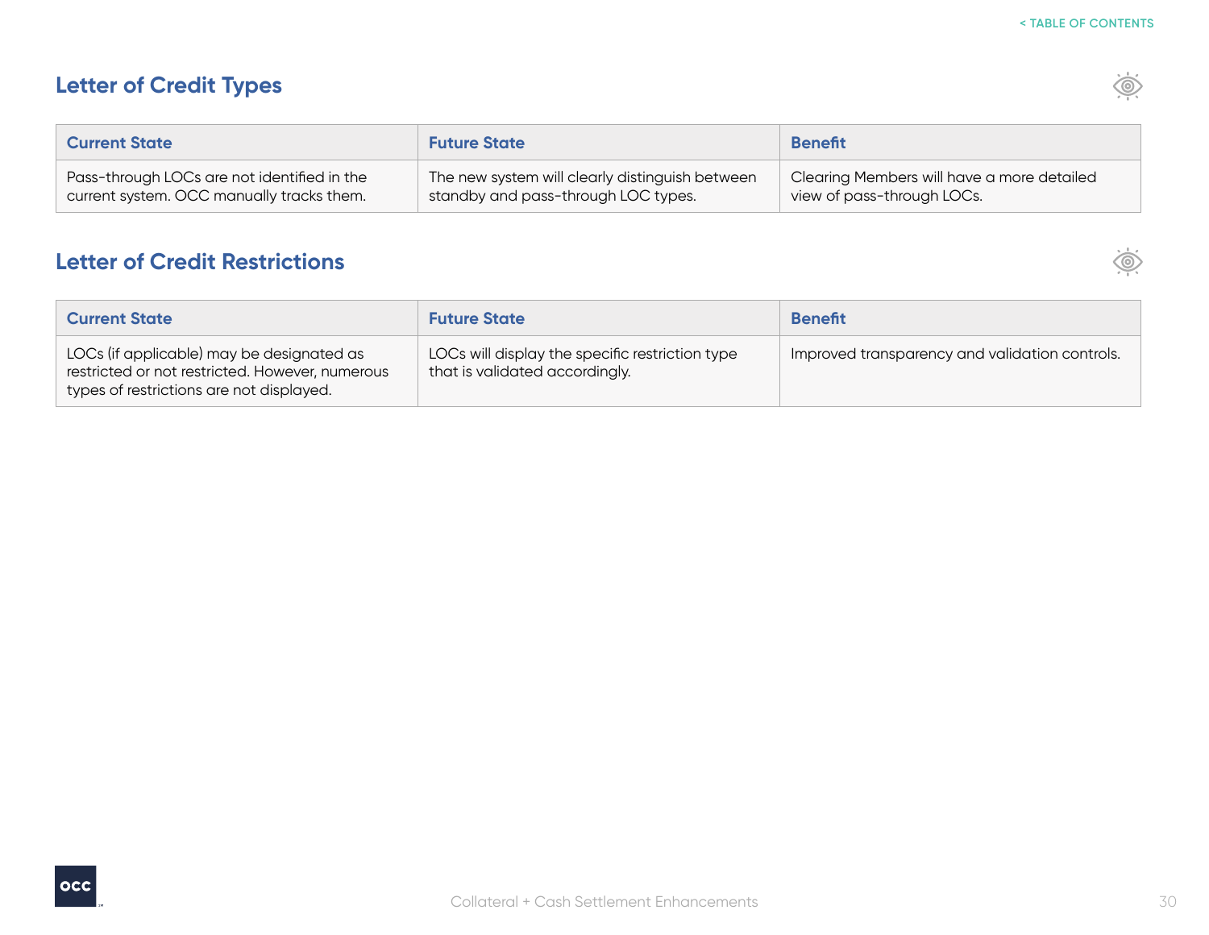## Letter of Credit Types

| Current State | Future State | Benefit |
|---|---|---|
| Pass-through LOCs are not identified in the current system. OCC manually tracks them. | The new system will clearly distinguish between standby and pass-through LOC types. | Clearing Members will have a more detailed view of pass-through LOCs. |

## Letter of Credit Restrictions

| Current State | Future State | Benefit |
|---|---|---|
| LOCs (if applicable) may be designated as restricted or not restricted. However, numerous types of restrictions are not displayed. | LOCs will display the specific restriction type that is validated accordingly. | Improved transparency and validation controls. |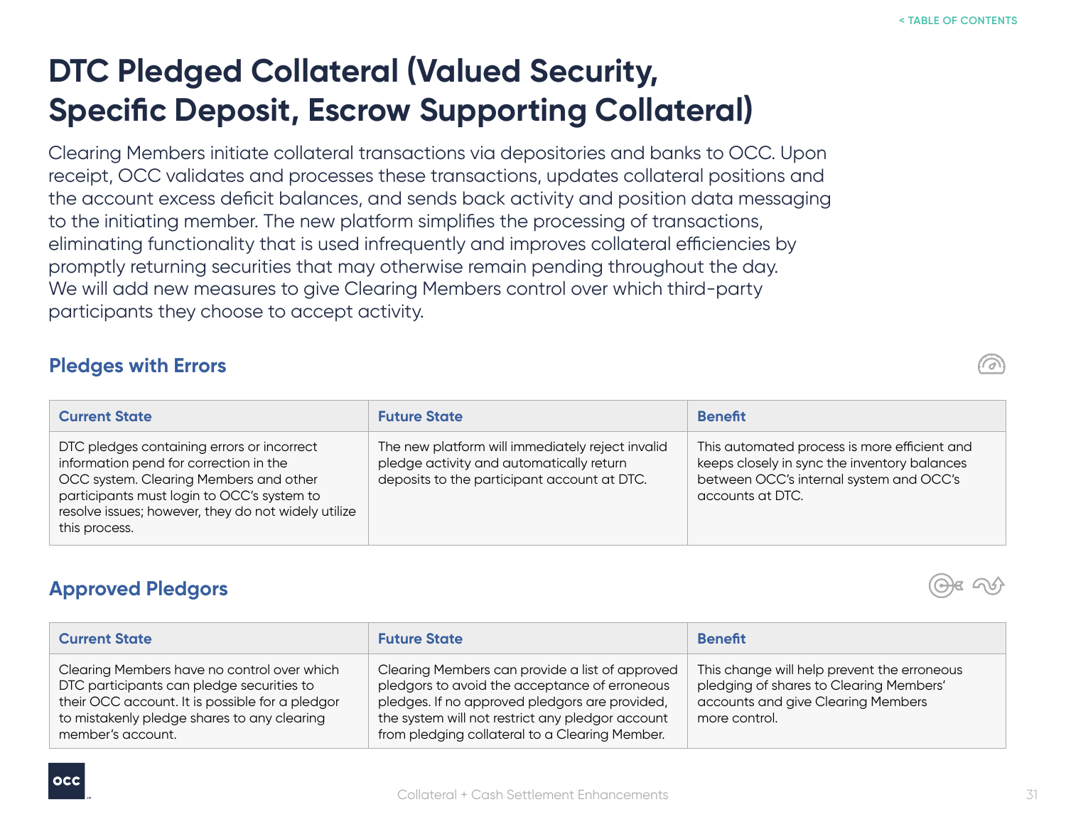# DTC Pledged Collateral (Valued Security, Specific Deposit, Escrow Supporting Collateral)

Clearing Members initiate collateral transactions via depositories and banks to OCC. Upon receipt, OCC validates and processes these transactions, updates collateral positions and the account excess deficit balances, and sends back activity and position data messaging to the initiating member. The new platform simplifies the processing of transactions, eliminating functionality that is used infrequently and improves collateral efficiencies by promptly returning securities that may otherwise remain pending throughout the day. We will add new measures to give Clearing Members control over which third-party participants they choose to accept activity.

## Pledges with Errors

| Current State | Future State | Benefit |
|---|---|---|
| DTC pledges containing errors or incorrect information pend for correction in the OCC system. Clearing Members and other participants must login to OCC's system to resolve issues; however, they do not widely utilize this process. | The new platform will immediately reject invalid pledge activity and automatically return deposits to the participant account at DTC. | This automated process is more efficient and keeps closely in sync the inventory balances between OCC's internal system and OCC's accounts at DTC. |

## Approved Pledgors

| Current State | Future State | Benefit |
|---|---|---|
| Clearing Members have no control over which DTC participants can pledge securities to their OCC account. It is possible for a pledgor to mistakenly pledge shares to any clearing member's account. | Clearing Members can provide a list of approved pledgors to avoid the acceptance of erroneous pledges. If no approved pledgors are provided, the system will not restrict any pledgor account from pledging collateral to a Clearing Member. | This change will help prevent the erroneous pledging of shares to Clearing Members' accounts and give Clearing Members more control. |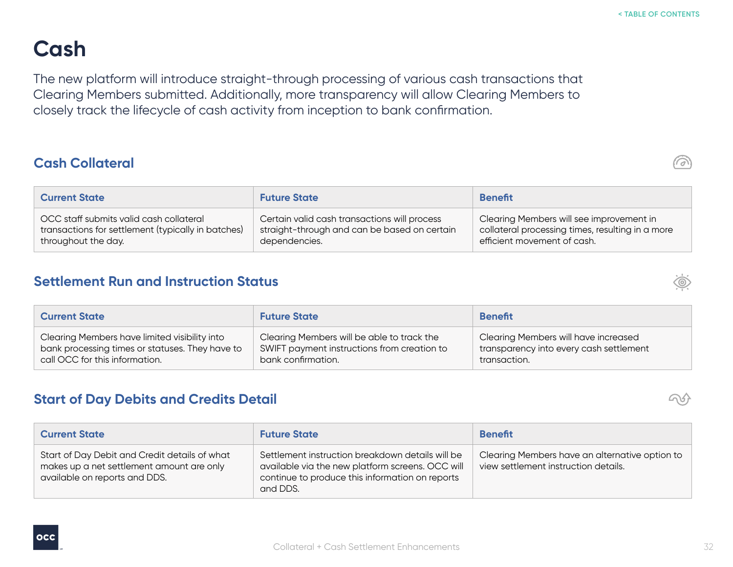# Cash

The new platform will introduce straight-through processing of various cash transactions that Clearing Members submitted. Additionally, more transparency will allow Clearing Members to closely track the lifecycle of cash activity from inception to bank confirmation.

## Cash Collateral

| Current State | Future State | Benefit |
|---|---|---|
| OCC staff submits valid cash collateral transactions for settlement (typically in batches) throughout the day. | Certain valid cash transactions will process straight-through and can be based on certain dependencies. | Clearing Members will see improvement in collateral processing times, resulting in a more efficient movement of cash. |

## Settlement Run and Instruction Status

| Current State | Future State | Benefit |
|---|---|---|
| Clearing Members have limited visibility into bank processing times or statuses. They have to call OCC for this information. | Clearing Members will be able to track the SWIFT payment instructions from creation to bank confirmation. | Clearing Members will have increased transparency into every cash settlement transaction. |

## Start of Day Debits and Credits Detail

| Current State | Future State | Benefit |
|---|---|---|
| Start of Day Debit and Credit details of what makes up a net settlement amount are only available on reports and DDS. | Settlement instruction breakdown details will be available via the new platform screens. OCC will continue to produce this information on reports and DDS. | Clearing Members have an alternative option to view settlement instruction details. |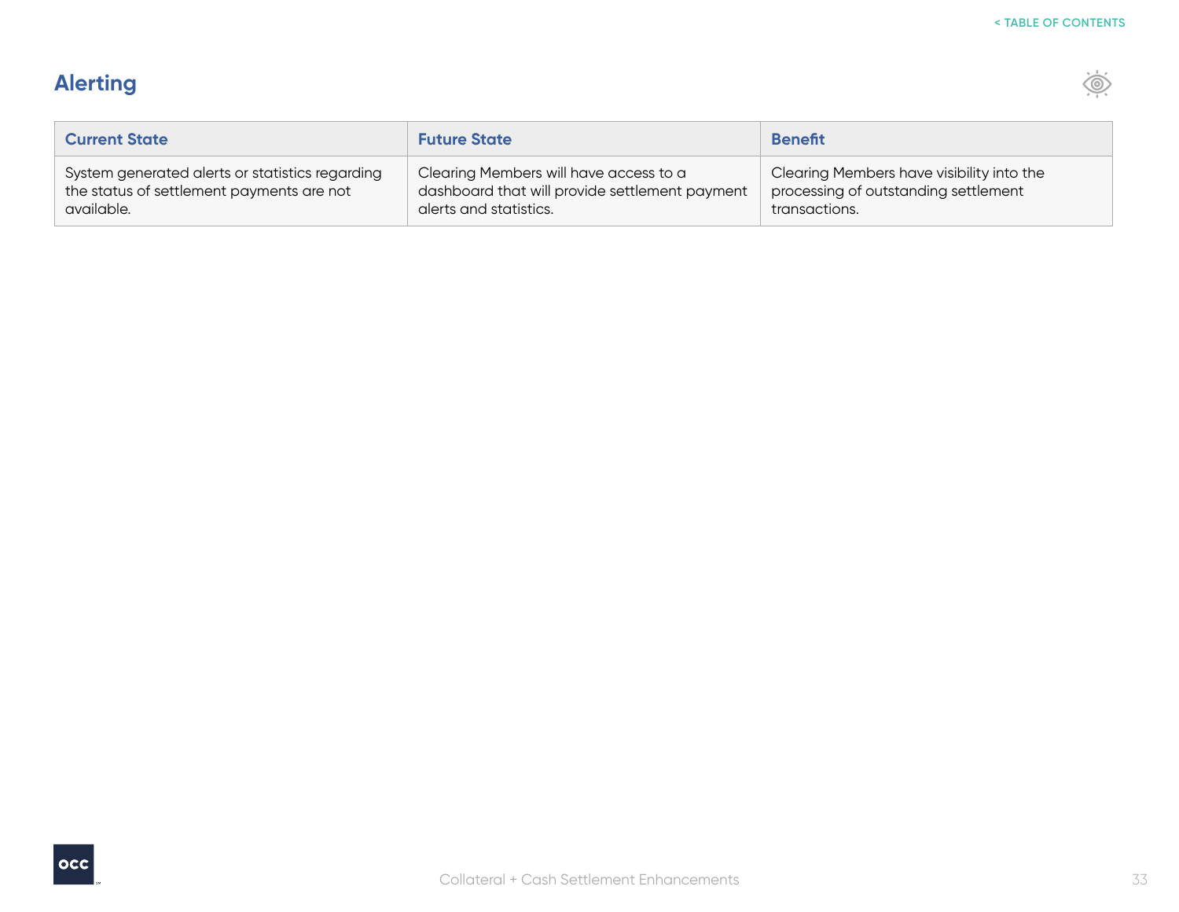## Alerting

| Current State | Future State | Benefit |
| --- | --- | --- |
| System generated alerts or statistics regarding the status of settlement payments are not available. | Clearing Members will have access to a dashboard that will provide settlement payment alerts and statistics. | Clearing Members have visibility into the processing of outstanding settlement transactions. |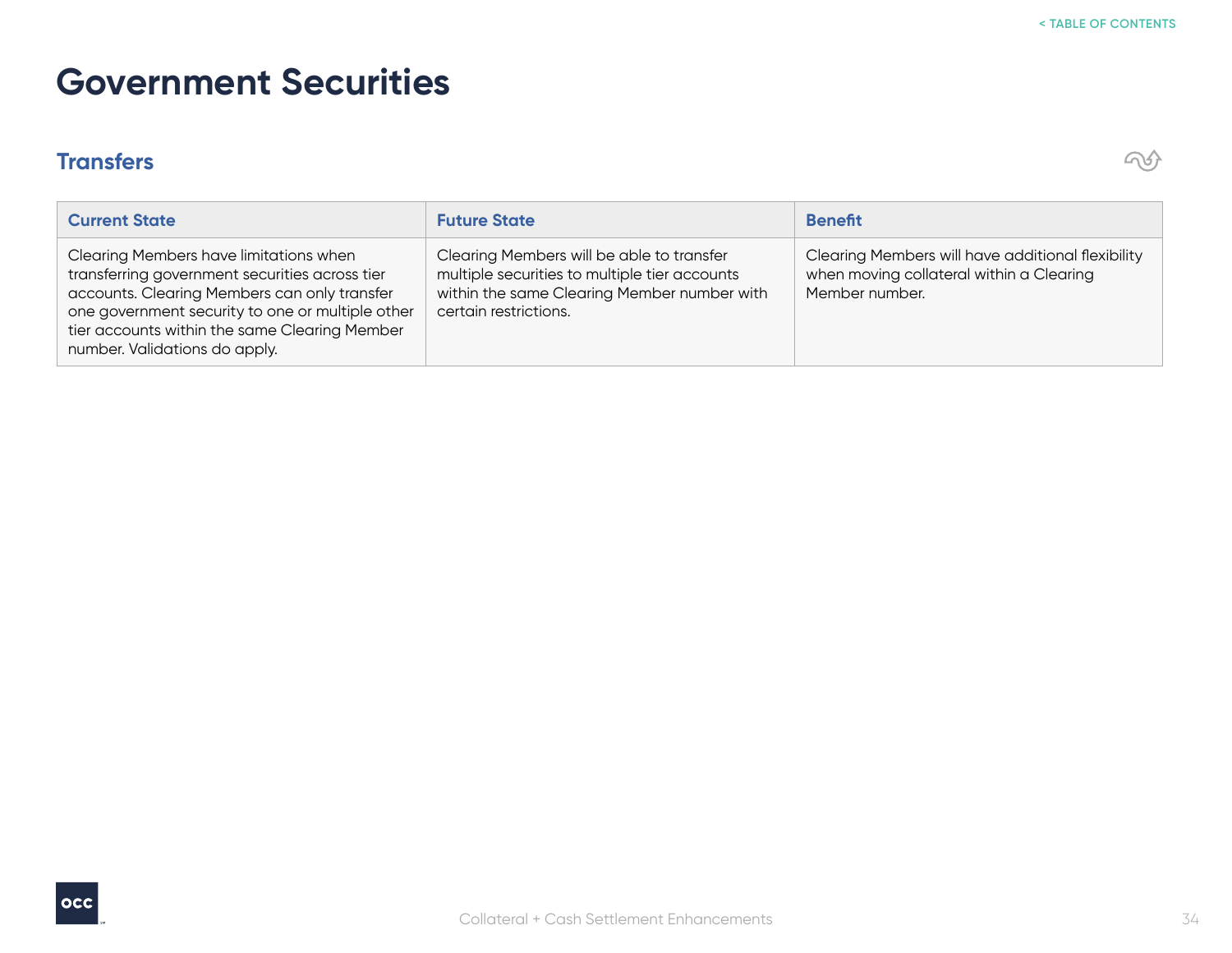# Government Securities

## Transfers

| Current State | Future State | Benefit |
|---|---|---|
| Clearing Members have limitations when transferring government securities across tier accounts. Clearing Members can only transfer one government security to one or multiple other tier accounts within the same Clearing Member number. Validations do apply. | Clearing Members will be able to transfer multiple securities to multiple tier accounts within the same Clearing Member number with certain restrictions. | Clearing Members will have additional flexibility when moving collateral within a Clearing Member number. |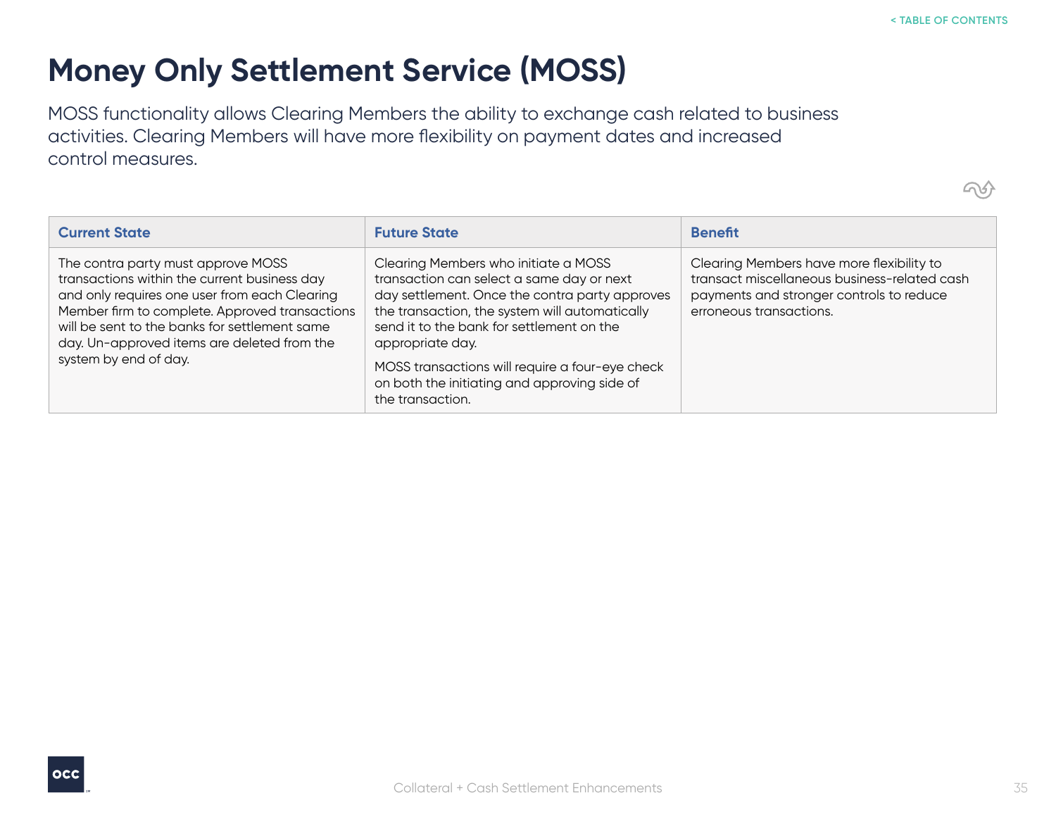# Money Only Settlement Service (MOSS)

MOSS functionality allows Clearing Members the ability to exchange cash related to business activities. Clearing Members will have more flexibility on payment dates and increased control measures.

| Current State | Future State | Benefit |
|---|---|---|
| The contra party must approve MOSS transactions within the current business day and only requires one user from each Clearing Member firm to complete. Approved transactions will be sent to the banks for settlement same day. Un-approved items are deleted from the system by end of day. | Clearing Members who initiate a MOSS transaction can select a same day or next day settlement. Once the contra party approves the transaction, the system will automatically send it to the bank for settlement on the appropriate day.<br><br>MOSS transactions will require a four-eye check on both the initiating and approving side of the transaction. | Clearing Members have more flexibility to transact miscellaneous business-related cash payments and stronger controls to reduce erroneous transactions. |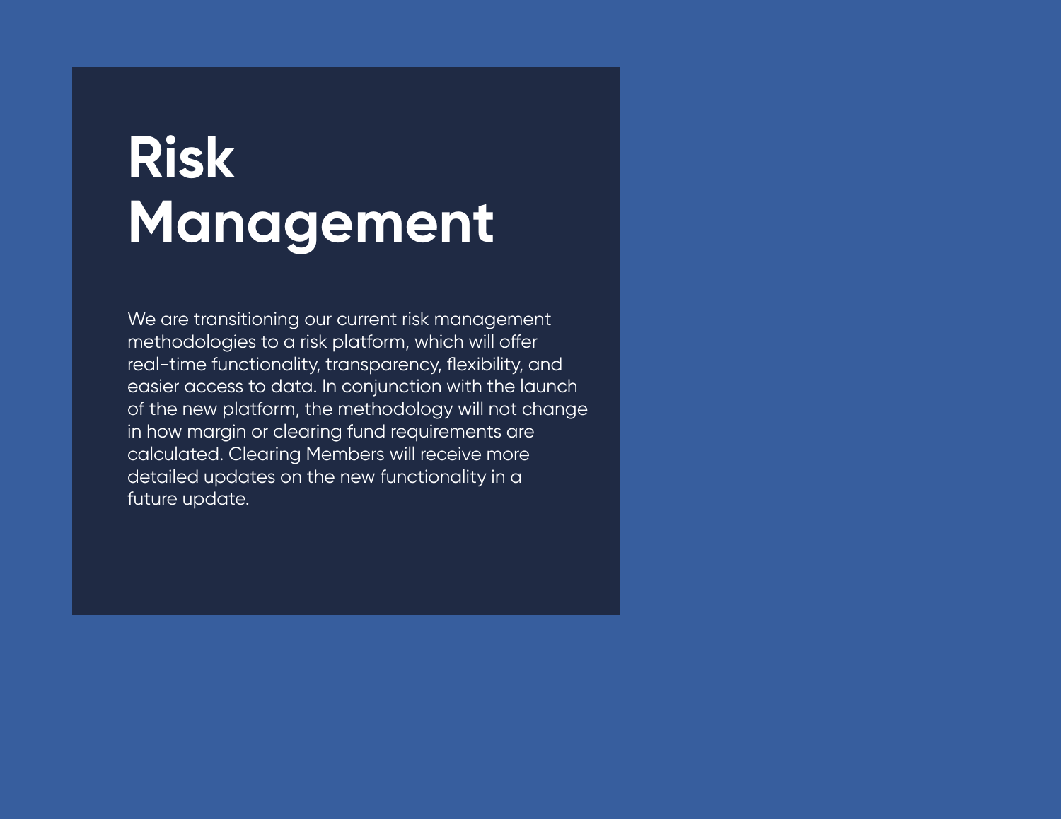# Risk Management

We are transitioning our current risk management methodologies to a risk platform, which will offer real-time functionality, transparency, flexibility, and easier access to data. In conjunction with the launch of the new platform, the methodology will not change in how margin or clearing fund requirements are calculated. Clearing Members will receive more detailed updates on the new functionality in a future update.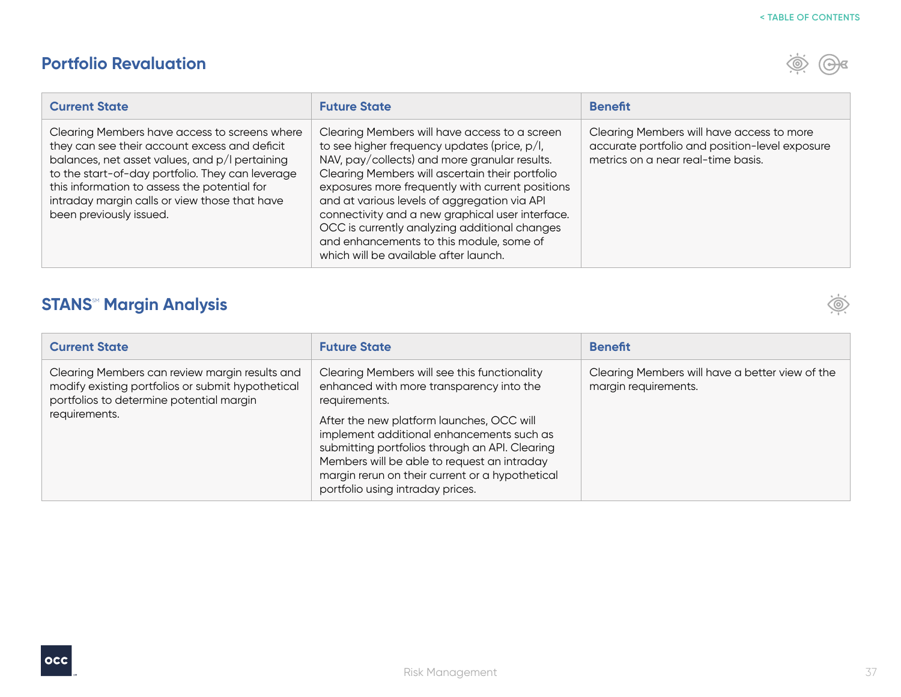## Portfolio Revaluation

| Current State | Future State | Benefit |
|---|---|---|
| Clearing Members have access to screens where they can see their account excess and deficit balances, net asset values, and p/l pertaining to the start-of-day portfolio. They can leverage this information to assess the potential for intraday margin calls or view those that have been previously issued. | Clearing Members will have access to a screen to see higher frequency updates (price, p/l, NAV, pay/collects) and more granular results. Clearing Members will ascertain their portfolio exposures more frequently with current positions and at various levels of aggregation via API connectivity and a new graphical user interface. OCC is currently analyzing additional changes and enhancements to this module, some of which will be available after launch. | Clearing Members will have access to more accurate portfolio and position-level exposure metrics on a near real-time basis. |

## STANS℠ Margin Analysis

| Current State | Future State | Benefit |
|---|---|---|
| Clearing Members can review margin results and modify existing portfolios or submit hypothetical portfolios to determine potential margin requirements. | Clearing Members will see this functionality enhanced with more transparency into the requirements.<br><br>After the new platform launches, OCC will implement additional enhancements such as submitting portfolios through an API. Clearing Members will be able to request an intraday margin rerun on their current or a hypothetical portfolio using intraday prices. | Clearing Members will have a better view of the margin requirements. |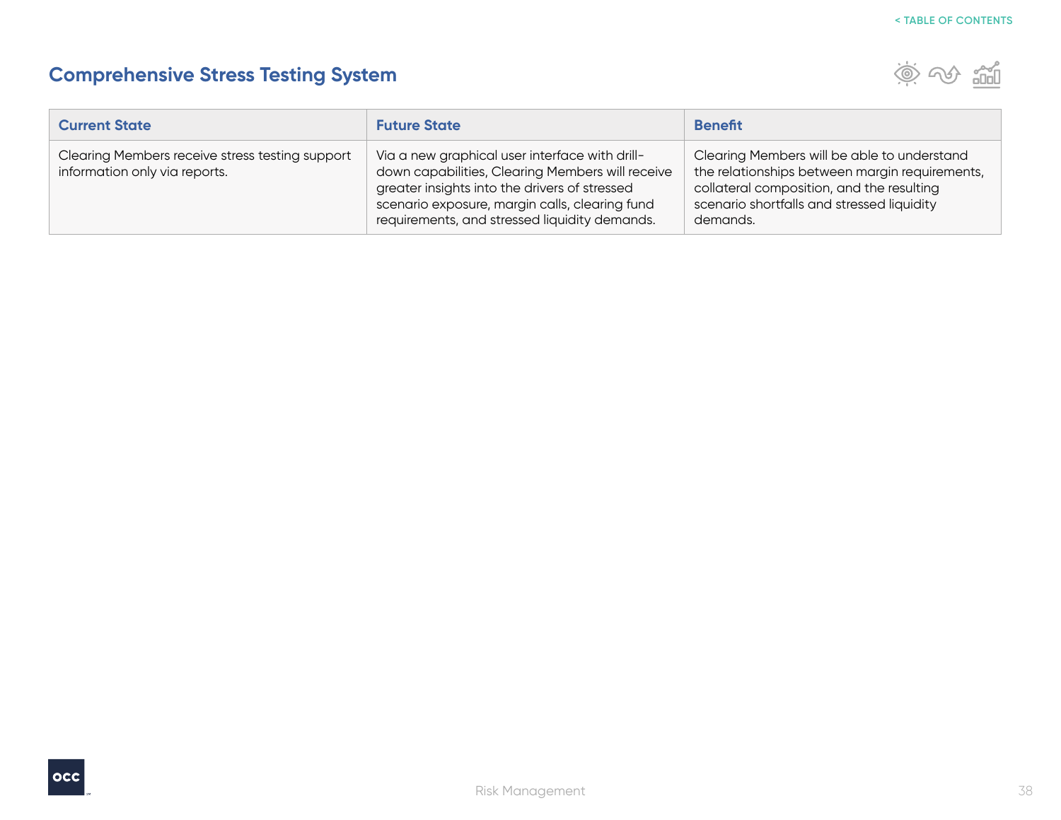## Comprehensive Stress Testing System

| Current State | Future State | Benefit |
| --- | --- | --- |
| Clearing Members receive stress testing support information only via reports. | Via a new graphical user interface with drill-down capabilities, Clearing Members will receive greater insights into the drivers of stressed scenario exposure, margin calls, clearing fund requirements, and stressed liquidity demands. | Clearing Members will be able to understand the relationships between margin requirements, collateral composition, and the resulting scenario shortfalls and stressed liquidity demands. |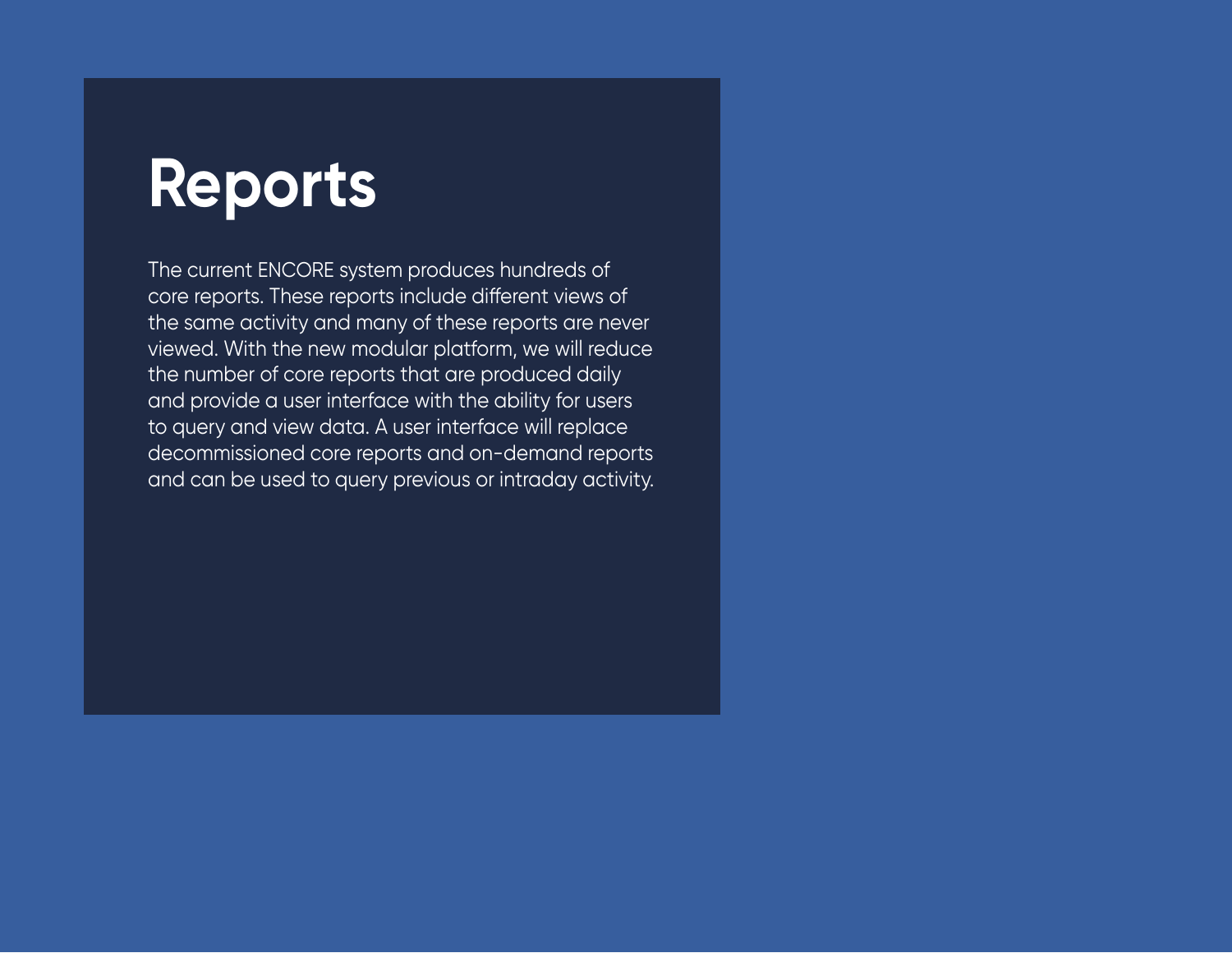# Reports

The current ENCORE system produces hundreds of core reports. These reports include different views of the same activity and many of these reports are never viewed. With the new modular platform, we will reduce the number of core reports that are produced daily and provide a user interface with the ability for users to query and view data. A user interface will replace decommissioned core reports and on-demand reports and can be used to query previous or intraday activity.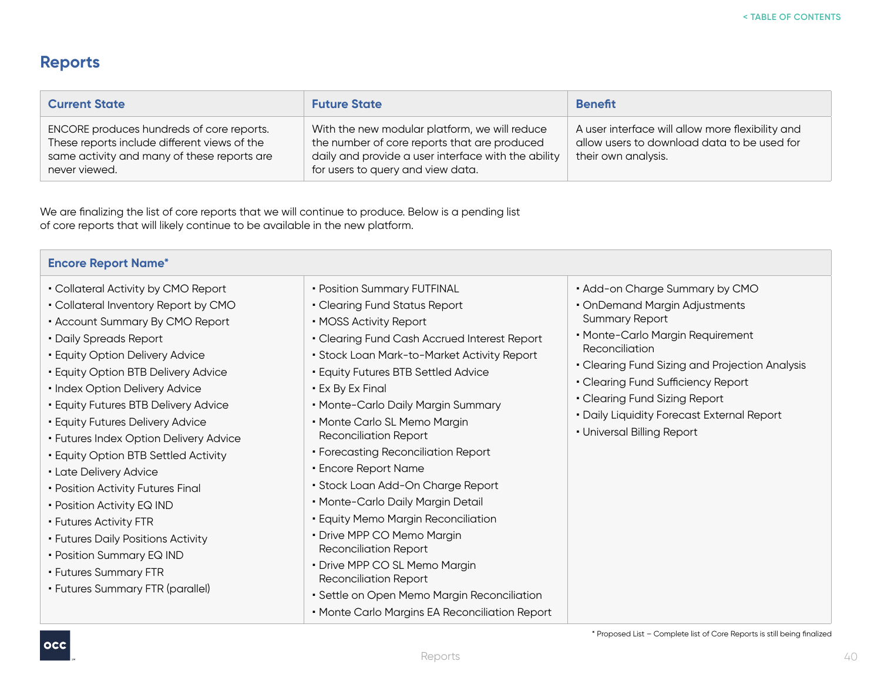## Reports

| Current State | Future State | Benefit |
|---|---|---|
| ENCORE produces hundreds of core reports. These reports include different views of the same activity and many of these reports are never viewed. | With the new modular platform, we will reduce the number of core reports that are produced daily and provide a user interface with the ability for users to query and view data. | A user interface will allow more flexibility and allow users to download data to be used for their own analysis. |

We are finalizing the list of core reports that we will continue to produce. Below is a pending list of core reports that will likely continue to be available in the new platform.

**Encore Report Name***

- Collateral Activity by CMO Report
- Collateral Inventory Report by CMO
- Account Summary By CMO Report
- Daily Spreads Report
- Equity Option Delivery Advice
- Equity Option BTB Delivery Advice
- Index Option Delivery Advice
- Equity Futures BTB Delivery Advice
- Equity Futures Delivery Advice
- Futures Index Option Delivery Advice
- Equity Option BTB Settled Activity
- Late Delivery Advice
- Position Activity Futures Final
- Position Activity EQ IND
- Futures Activity FTR
- Futures Daily Positions Activity
- Position Summary EQ IND
- Futures Summary FTR
- Futures Summary FTR (parallel)
- Position Summary FUTFINAL
- Clearing Fund Status Report
- MOSS Activity Report
- Clearing Fund Cash Accrued Interest Report
- Stock Loan Mark-to-Market Activity Report
- Equity Futures BTB Settled Advice
- Ex By Ex Final
- Monte-Carlo Daily Margin Summary
- Monte Carlo SL Memo Margin Reconciliation Report
- Forecasting Reconciliation Report
- Encore Report Name
- Stock Loan Add-On Charge Report
- Monte-Carlo Daily Margin Detail
- Equity Memo Margin Reconciliation
- Drive MPP CO Memo Margin Reconciliation Report
- Drive MPP CO SL Memo Margin Reconciliation Report
- Settle on Open Memo Margin Reconciliation
- Monte Carlo Margins EA Reconciliation Report
- Add-on Charge Summary by CMO
- OnDemand Margin Adjustments Summary Report
- Monte-Carlo Margin Requirement Reconciliation
- Clearing Fund Sizing and Projection Analysis
- Clearing Fund Sufficiency Report
- Clearing Fund Sizing Report
- Daily Liquidity Forecast External Report
- Universal Billing Report

\* Proposed List – Complete list of Core Reports is still being finalized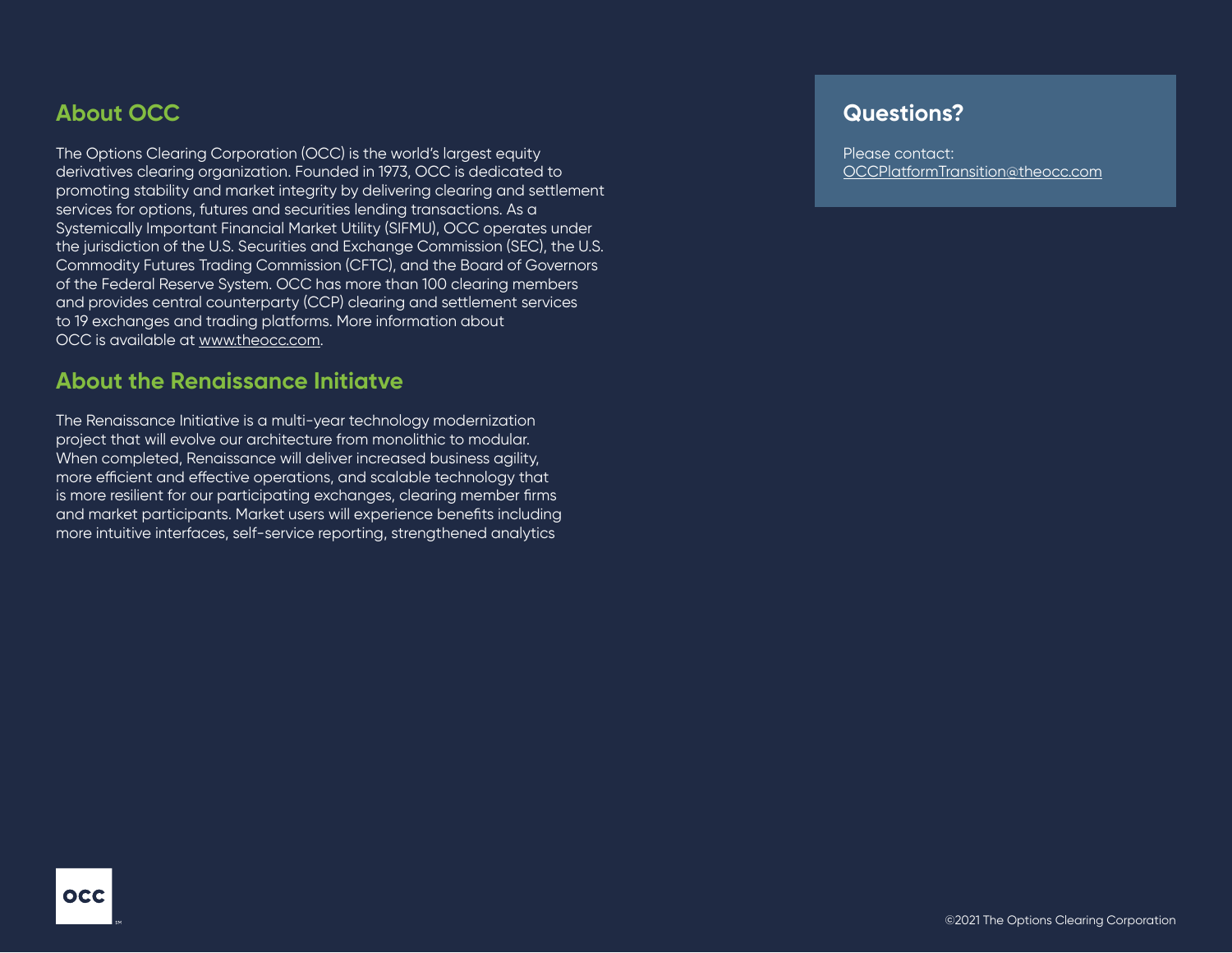## About OCC

The Options Clearing Corporation (OCC) is the world's largest equity derivatives clearing organization. Founded in 1973, OCC is dedicated to promoting stability and market integrity by delivering clearing and settlement services for options, futures and securities lending transactions. As a Systemically Important Financial Market Utility (SIFMU), OCC operates under the jurisdiction of the U.S. Securities and Exchange Commission (SEC), the U.S. Commodity Futures Trading Commission (CFTC), and the Board of Governors of the Federal Reserve System. OCC has more than 100 clearing members and provides central counterparty (CCP) clearing and settlement services to 19 exchanges and trading platforms. More information about OCC is available at www.theocc.com.

## About the Renaissance Initiatve

The Renaissance Initiative is a multi-year technology modernization project that will evolve our architecture from monolithic to modular. When completed, Renaissance will deliver increased business agility, more efficient and effective operations, and scalable technology that is more resilient for our participating exchanges, clearing member firms and market participants. Market users will experience benefits including more intuitive interfaces, self-service reporting, strengthened analytics

## Questions?

Please contact:
OCCPlatformTransition@theocc.com

OCC

©2021 The Options Clearing Corporation